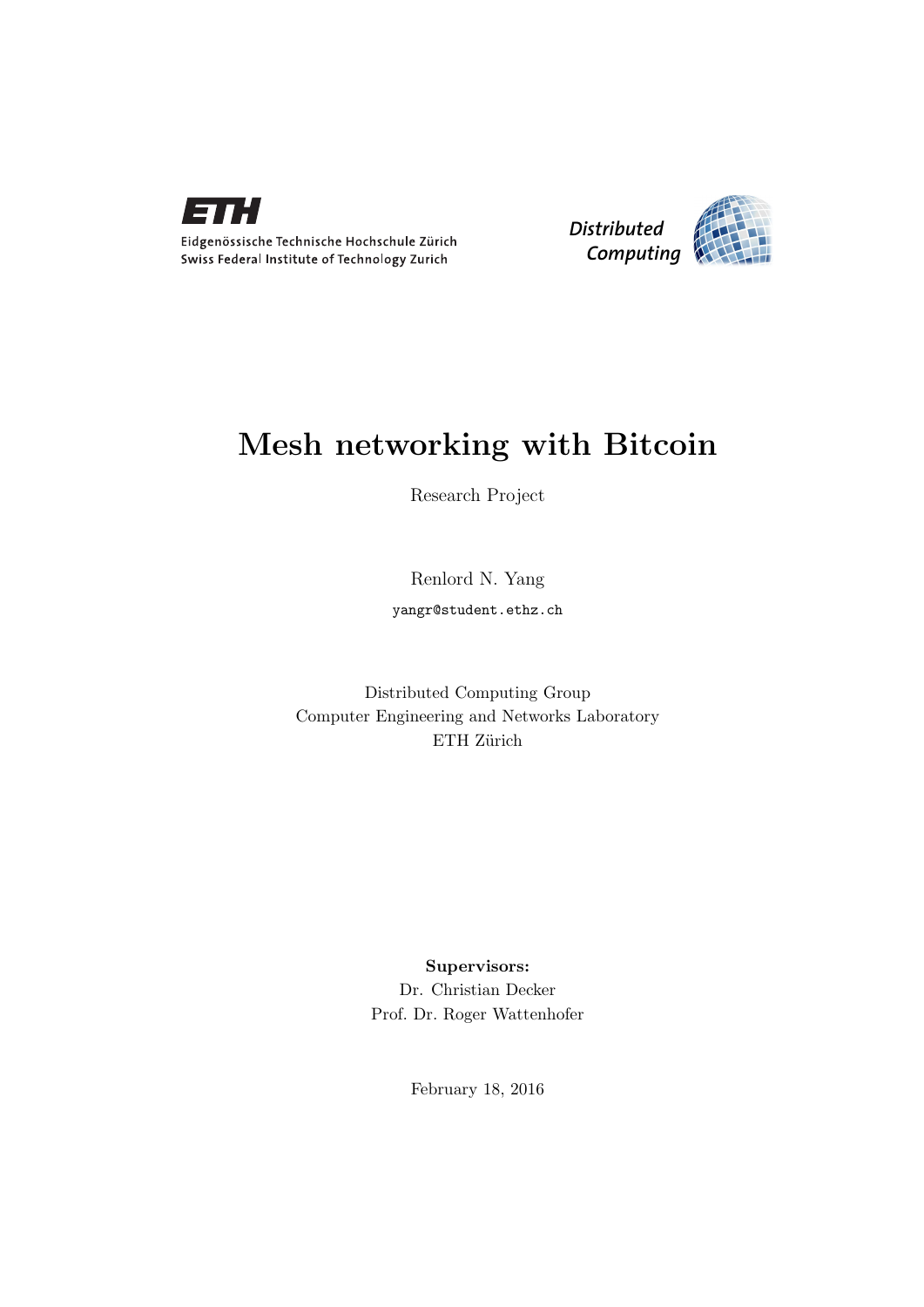Eidgenössische Technische Hochschule Zürich
Swiss Federal Institute of Technology Zurich

Distributed Computing

# Mesh networking with Bitcoin

Research Project

Renlord N. Yang

yangr@student.ethz.ch

Distributed Computing Group
Computer Engineering and Networks Laboratory
ETH Zürich

**Supervisors:**
Dr. Christian Decker
Prof. Dr. Roger Wattenhofer

February 18, 2016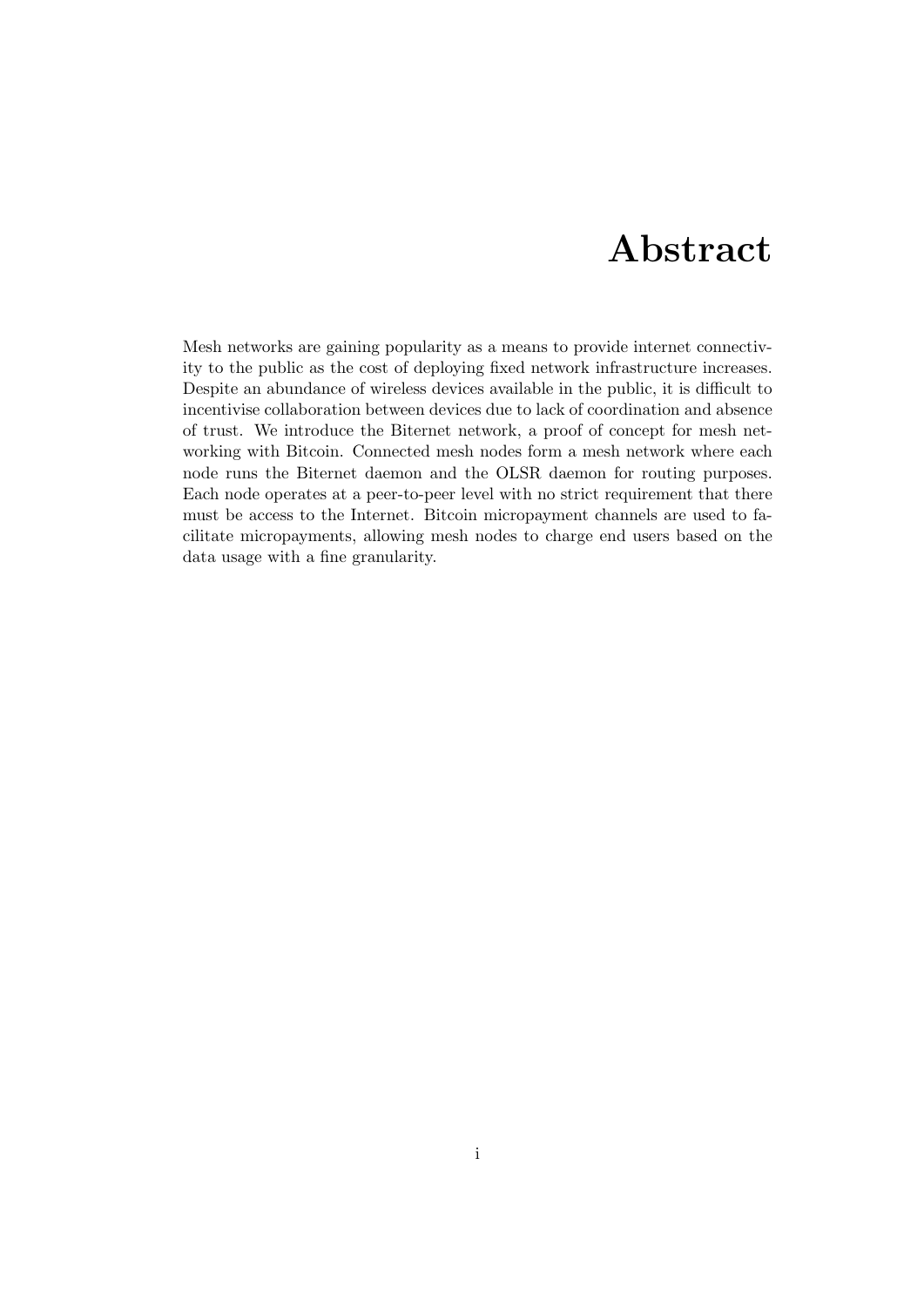# Abstract

Mesh networks are gaining popularity as a means to provide internet connectivity to the public as the cost of deploying fixed network infrastructure increases. Despite an abundance of wireless devices available in the public, it is difficult to incentivise collaboration between devices due to lack of coordination and absence of trust. We introduce the Biternet network, a proof of concept for mesh networking with Bitcoin. Connected mesh nodes form a mesh network where each node runs the Biternet daemon and the OLSR daemon for routing purposes. Each node operates at a peer-to-peer level with no strict requirement that there must be access to the Internet. Bitcoin micropayment channels are used to facilitate micropayments, allowing mesh nodes to charge end users based on the data usage with a fine granularity.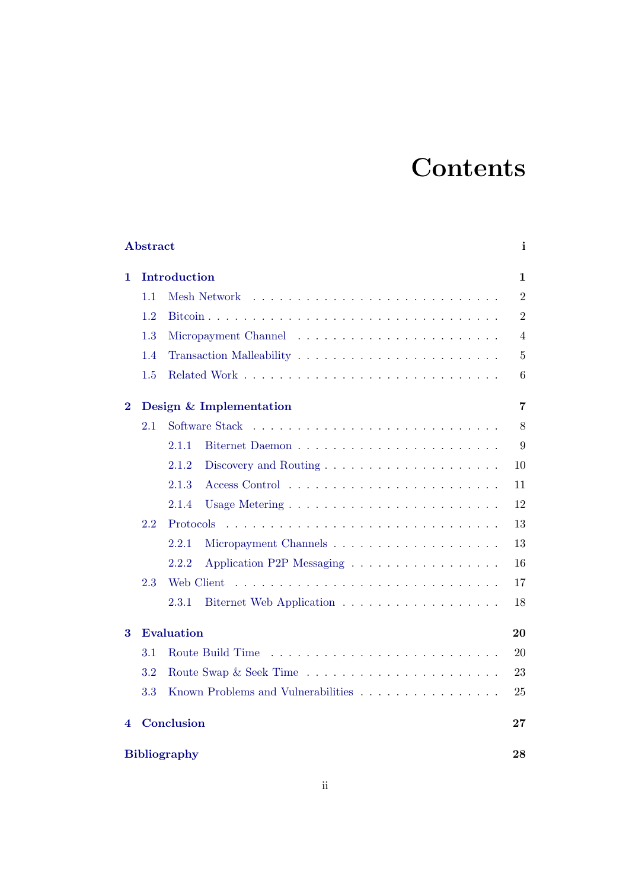# Contents

**Abstract** **i**

**1 Introduction** **1**

- 1.1 Mesh Network . . . . . . . . . . . . . . . . . . . . . . . . . . 2
- 1.2 Bitcoin . . . . . . . . . . . . . . . . . . . . . . . . . . . . . . 2
- 1.3 Micropayment Channel . . . . . . . . . . . . . . . . . . . . . 4
- 1.4 Transaction Malleability . . . . . . . . . . . . . . . . . . . . . 5
- 1.5 Related Work . . . . . . . . . . . . . . . . . . . . . . . . . . . 6

**2 Design & Implementation** **7**

- 2.1 Software Stack . . . . . . . . . . . . . . . . . . . . . . . . . . 8
  - 2.1.1 Biternet Daemon . . . . . . . . . . . . . . . . . . . . . 9
  - 2.1.2 Discovery and Routing . . . . . . . . . . . . . . . . . . 10
  - 2.1.3 Access Control . . . . . . . . . . . . . . . . . . . . . . 11
  - 2.1.4 Usage Metering . . . . . . . . . . . . . . . . . . . . . . 12
- 2.2 Protocols . . . . . . . . . . . . . . . . . . . . . . . . . . . . . 13
  - 2.2.1 Micropayment Channels . . . . . . . . . . . . . . . . . 13
  - 2.2.2 Application P2P Messaging . . . . . . . . . . . . . . . 16
- 2.3 Web Client . . . . . . . . . . . . . . . . . . . . . . . . . . . . 17
  - 2.3.1 Biternet Web Application . . . . . . . . . . . . . . . . 18

**3 Evaluation** **20**

- 3.1 Route Build Time . . . . . . . . . . . . . . . . . . . . . . . . 20
- 3.2 Route Swap & Seek Time . . . . . . . . . . . . . . . . . . . . 23
- 3.3 Known Problems and Vulnerabilities . . . . . . . . . . . . . . 25

**4 Conclusion** **27**

**Bibliography** **28**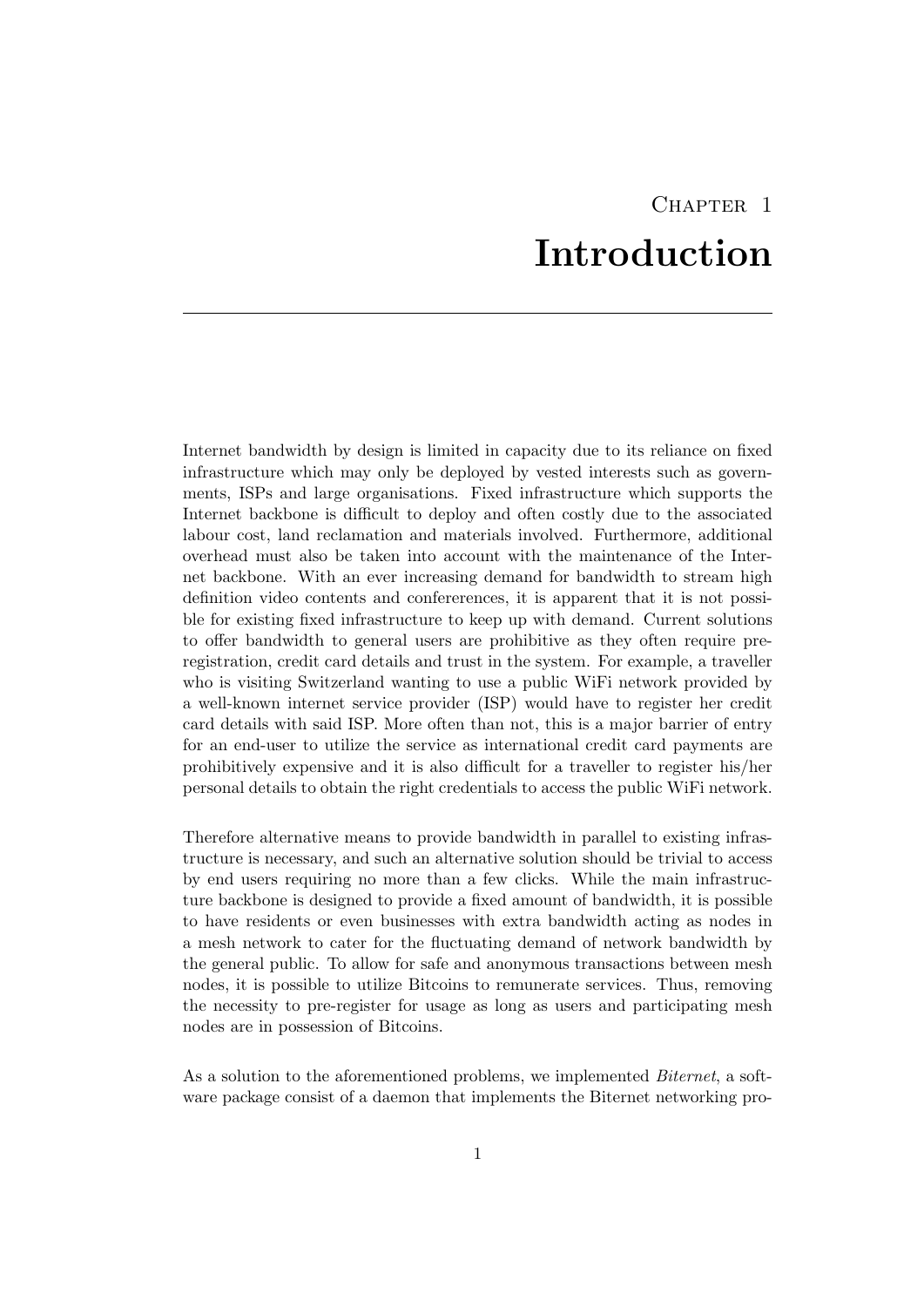# Chapter 1
# Introduction

Internet bandwidth by design is limited in capacity due to its reliance on fixed infrastructure which may only be deployed by vested interests such as governments, ISPs and large organisations. Fixed infrastructure which supports the Internet backbone is difficult to deploy and often costly due to the associated labour cost, land reclamation and materials involved. Furthermore, additional overhead must also be taken into account with the maintenance of the Internet backbone. With an ever increasing demand for bandwidth to stream high definition video contents and confererences, it is apparent that it is not possible for existing fixed infrastructure to keep up with demand. Current solutions to offer bandwidth to general users are prohibitive as they often require pre-registration, credit card details and trust in the system. For example, a traveller who is visiting Switzerland wanting to use a public WiFi network provided by a well-known internet service provider (ISP) would have to register her credit card details with said ISP. More often than not, this is a major barrier of entry for an end-user to utilize the service as international credit card payments are prohibitively expensive and it is also difficult for a traveller to register his/her personal details to obtain the right credentials to access the public WiFi network.

Therefore alternative means to provide bandwidth in parallel to existing infrastructure is necessary, and such an alternative solution should be trivial to access by end users requiring no more than a few clicks. While the main infrastructure backbone is designed to provide a fixed amount of bandwidth, it is possible to have residents or even businesses with extra bandwidth acting as nodes in a mesh network to cater for the fluctuating demand of network bandwidth by the general public. To allow for safe and anonymous transactions between mesh nodes, it is possible to utilize Bitcoins to remunerate services. Thus, removing the necessity to pre-register for usage as long as users and participating mesh nodes are in possession of Bitcoins.

As a solution to the aforementioned problems, we implemented *Biternet*, a software package consist of a daemon that implements the Biternet networking pro-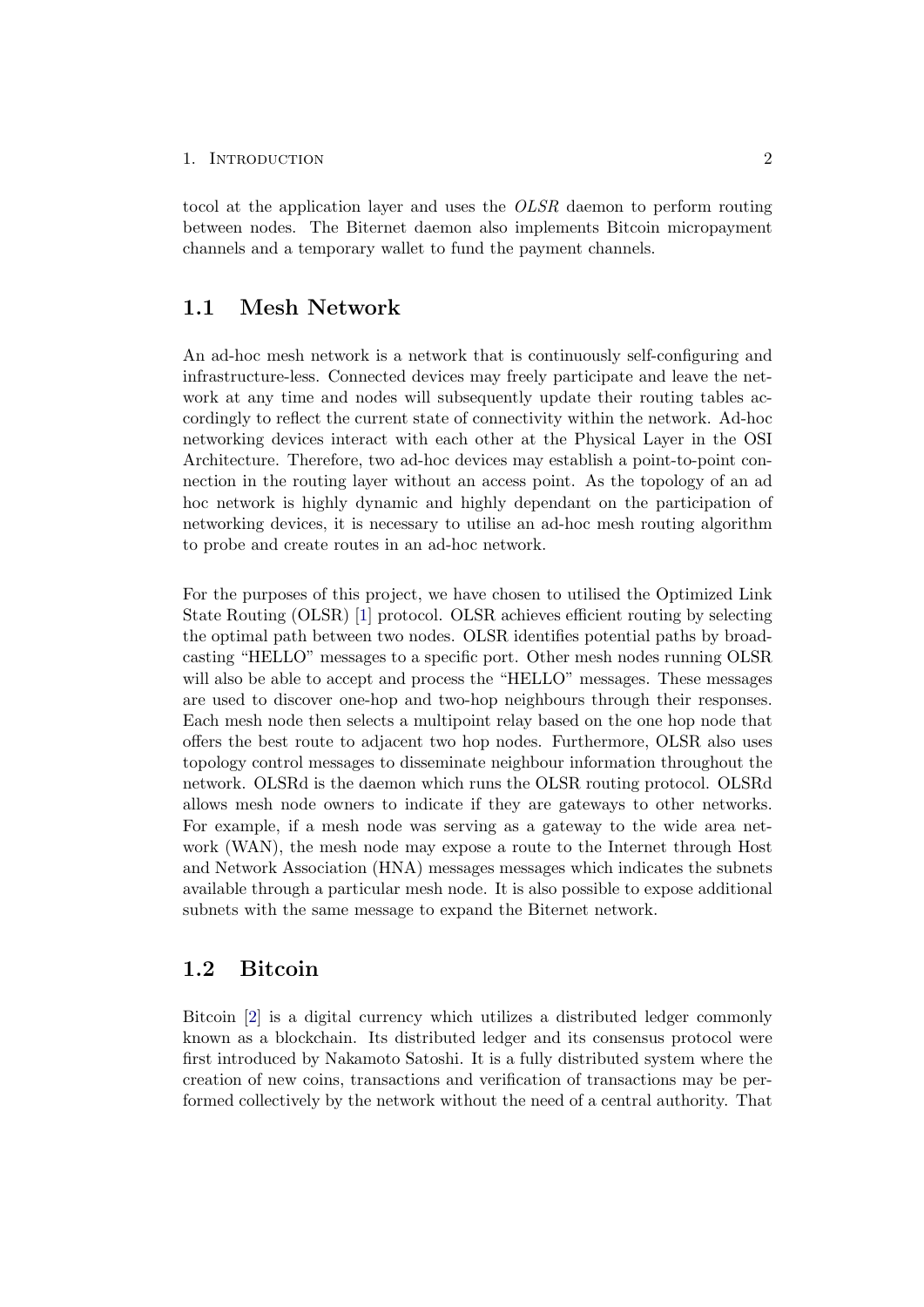tocol at the application layer and uses the *OLSR* daemon to perform routing between nodes. The Biternet daemon also implements Bitcoin micropayment channels and a temporary wallet to fund the payment channels.

## 1.1 Mesh Network

An ad-hoc mesh network is a network that is continuously self-configuring and infrastructure-less. Connected devices may freely participate and leave the network at any time and nodes will subsequently update their routing tables accordingly to reflect the current state of connectivity within the network. Ad-hoc networking devices interact with each other at the Physical Layer in the OSI Architecture. Therefore, two ad-hoc devices may establish a point-to-point connection in the routing layer without an access point. As the topology of an ad hoc network is highly dynamic and highly dependant on the participation of networking devices, it is necessary to utilise an ad-hoc mesh routing algorithm to probe and create routes in an ad-hoc network.

For the purposes of this project, we have chosen to utilised the Optimized Link State Routing (OLSR) [1] protocol. OLSR achieves efficient routing by selecting the optimal path between two nodes. OLSR identifies potential paths by broadcasting "HELLO" messages to a specific port. Other mesh nodes running OLSR will also be able to accept and process the "HELLO" messages. These messages are used to discover one-hop and two-hop neighbours through their responses. Each mesh node then selects a multipoint relay based on the one hop node that offers the best route to adjacent two hop nodes. Furthermore, OLSR also uses topology control messages to disseminate neighbour information throughout the network. OLSRd is the daemon which runs the OLSR routing protocol. OLSRd allows mesh node owners to indicate if they are gateways to other networks. For example, if a mesh node was serving as a gateway to the wide area network (WAN), the mesh node may expose a route to the Internet through Host and Network Association (HNA) messages messages which indicates the subnets available through a particular mesh node. It is also possible to expose additional subnets with the same message to expand the Biternet network.

## 1.2 Bitcoin

Bitcoin [2] is a digital currency which utilizes a distributed ledger commonly known as a blockchain. Its distributed ledger and its consensus protocol were first introduced by Nakamoto Satoshi. It is a fully distributed system where the creation of new coins, transactions and verification of transactions may be performed collectively by the network without the need of a central authority. That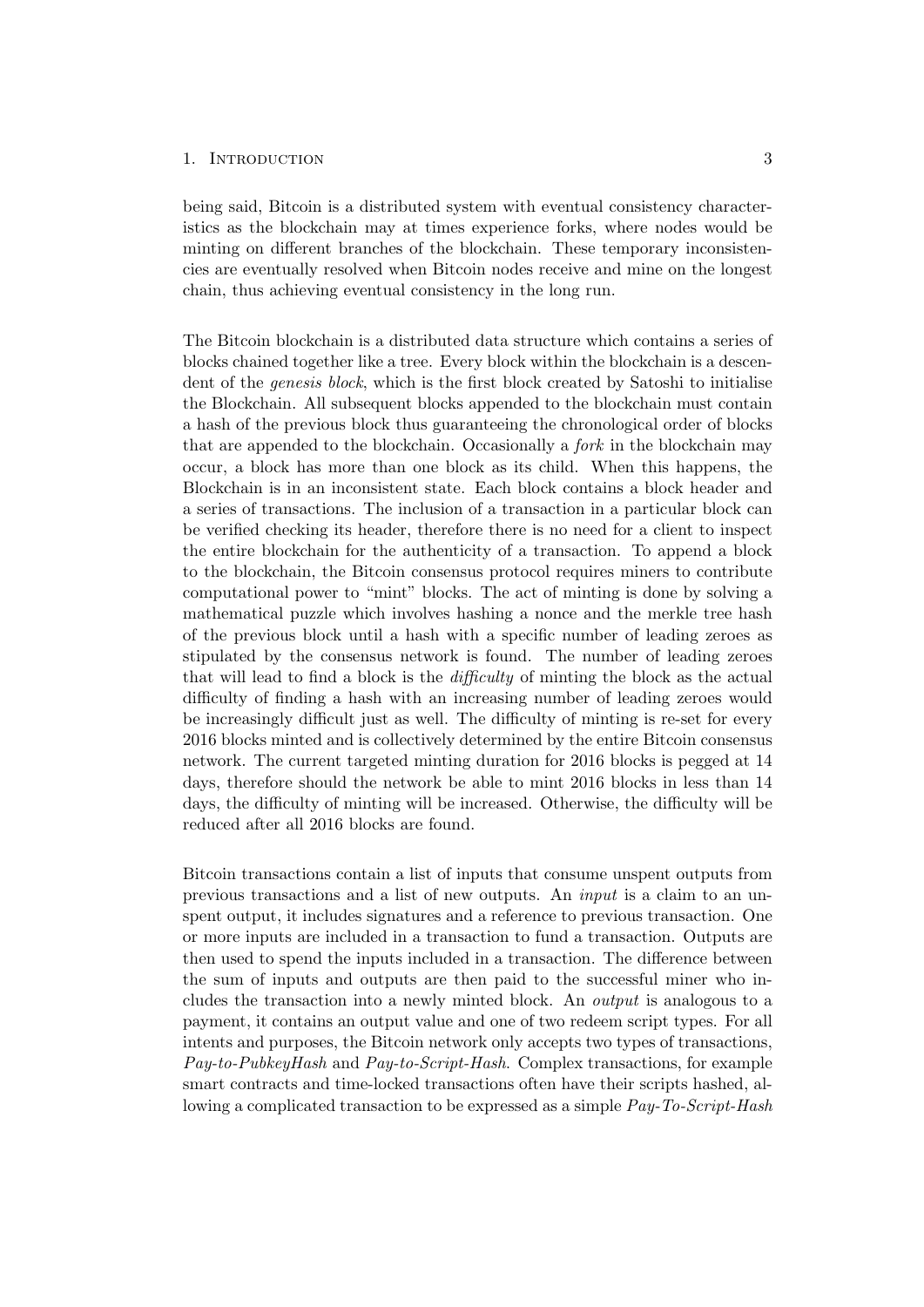being said, Bitcoin is a distributed system with eventual consistency characteristics as the blockchain may at times experience forks, where nodes would be minting on different branches of the blockchain. These temporary inconsistencies are eventually resolved when Bitcoin nodes receive and mine on the longest chain, thus achieving eventual consistency in the long run.

The Bitcoin blockchain is a distributed data structure which contains a series of blocks chained together like a tree. Every block within the blockchain is a descendent of the *genesis block*, which is the first block created by Satoshi to initialise the Blockchain. All subsequent blocks appended to the blockchain must contain a hash of the previous block thus guaranteeing the chronological order of blocks that are appended to the blockchain. Occasionally a *fork* in the blockchain may occur, a block has more than one block as its child. When this happens, the Blockchain is in an inconsistent state. Each block contains a block header and a series of transactions. The inclusion of a transaction in a particular block can be verified checking its header, therefore there is no need for a client to inspect the entire blockchain for the authenticity of a transaction. To append a block to the blockchain, the Bitcoin consensus protocol requires miners to contribute computational power to "mint" blocks. The act of minting is done by solving a mathematical puzzle which involves hashing a nonce and the merkle tree hash of the previous block until a hash with a specific number of leading zeroes as stipulated by the consensus network is found. The number of leading zeroes that will lead to find a block is the *difficulty* of minting the block as the actual difficulty of finding a hash with an increasing number of leading zeroes would be increasingly difficult just as well. The difficulty of minting is re-set for every 2016 blocks minted and is collectively determined by the entire Bitcoin consensus network. The current targeted minting duration for 2016 blocks is pegged at 14 days, therefore should the network be able to mint 2016 blocks in less than 14 days, the difficulty of minting will be increased. Otherwise, the difficulty will be reduced after all 2016 blocks are found.

Bitcoin transactions contain a list of inputs that consume unspent outputs from previous transactions and a list of new outputs. An *input* is a claim to an unspent output, it includes signatures and a reference to previous transaction. One or more inputs are included in a transaction to fund a transaction. Outputs are then used to spend the inputs included in a transaction. The difference between the sum of inputs and outputs are then paid to the successful miner who includes the transaction into a newly minted block. An *output* is analogous to a payment, it contains an output value and one of two redeem script types. For all intents and purposes, the Bitcoin network only accepts two types of transactions, *Pay-to-PubkeyHash* and *Pay-to-Script-Hash*. Complex transactions, for example smart contracts and time-locked transactions often have their scripts hashed, allowing a complicated transaction to be expressed as a simple *Pay-To-Script-Hash*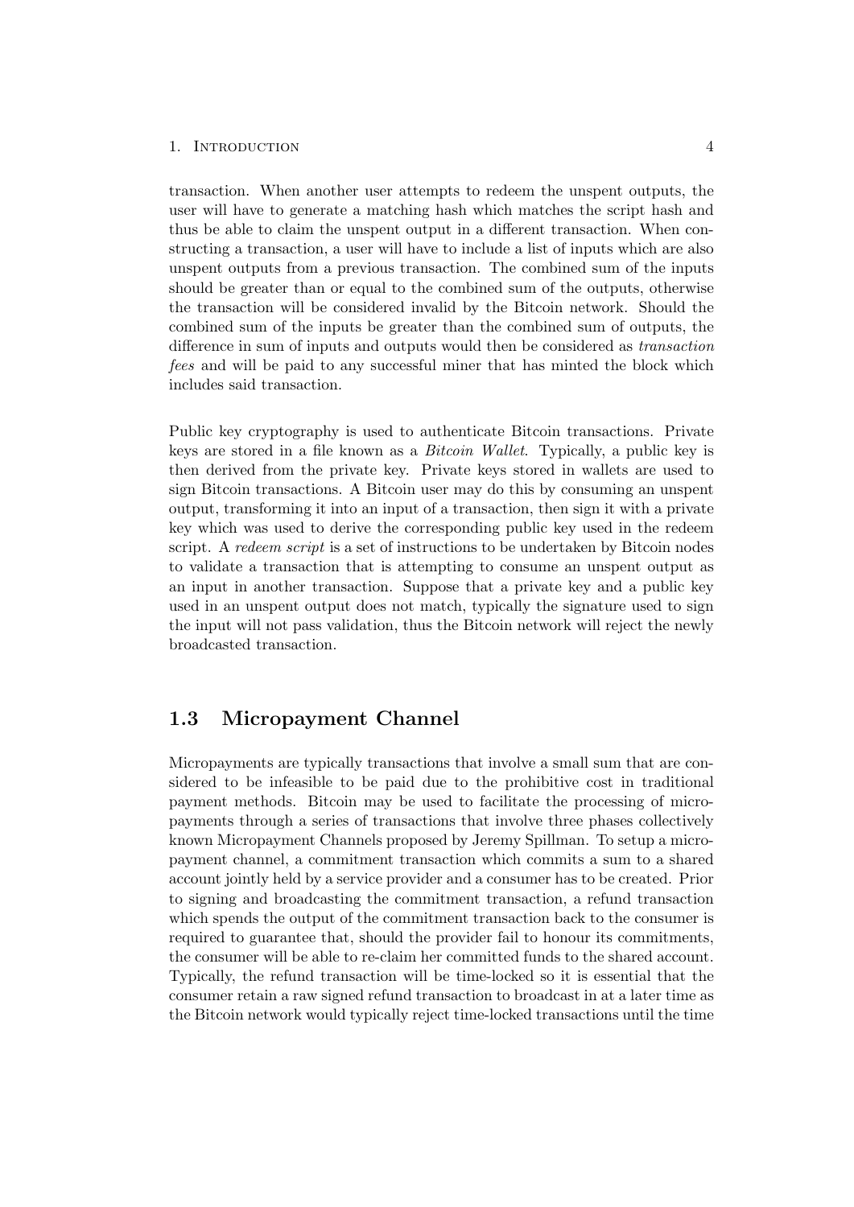transaction. When another user attempts to redeem the unspent outputs, the user will have to generate a matching hash which matches the script hash and thus be able to claim the unspent output in a different transaction. When constructing a transaction, a user will have to include a list of inputs which are also unspent outputs from a previous transaction. The combined sum of the inputs should be greater than or equal to the combined sum of the outputs, otherwise the transaction will be considered invalid by the Bitcoin network. Should the combined sum of the inputs be greater than the combined sum of outputs, the difference in sum of inputs and outputs would then be considered as *transaction fees* and will be paid to any successful miner that has minted the block which includes said transaction.

Public key cryptography is used to authenticate Bitcoin transactions. Private keys are stored in a file known as a *Bitcoin Wallet*. Typically, a public key is then derived from the private key. Private keys stored in wallets are used to sign Bitcoin transactions. A Bitcoin user may do this by consuming an unspent output, transforming it into an input of a transaction, then sign it with a private key which was used to derive the corresponding public key used in the redeem script. A *redeem script* is a set of instructions to be undertaken by Bitcoin nodes to validate a transaction that is attempting to consume an unspent output as an input in another transaction. Suppose that a private key and a public key used in an unspent output does not match, typically the signature used to sign the input will not pass validation, thus the Bitcoin network will reject the newly broadcasted transaction.

## 1.3 Micropayment Channel

Micropayments are typically transactions that involve a small sum that are considered to be infeasible to be paid due to the prohibitive cost in traditional payment methods. Bitcoin may be used to facilitate the processing of micropayments through a series of transactions that involve three phases collectively known Micropayment Channels proposed by Jeremy Spillman. To setup a micropayment channel, a commitment transaction which commits a sum to a shared account jointly held by a service provider and a consumer has to be created. Prior to signing and broadcasting the commitment transaction, a refund transaction which spends the output of the commitment transaction back to the consumer is required to guarantee that, should the provider fail to honour its commitments, the consumer will be able to re-claim her committed funds to the shared account. Typically, the refund transaction will be time-locked so it is essential that the consumer retain a raw signed refund transaction to broadcast in at a later time as the Bitcoin network would typically reject time-locked transactions until the time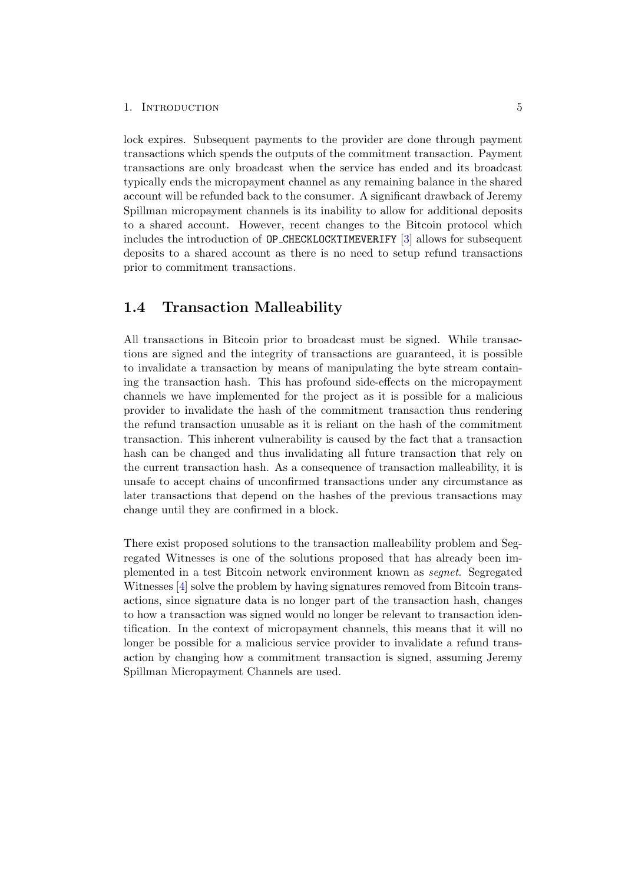lock expires. Subsequent payments to the provider are done through payment transactions which spends the outputs of the commitment transaction. Payment transactions are only broadcast when the service has ended and its broadcast typically ends the micropayment channel as any remaining balance in the shared account will be refunded back to the consumer. A significant drawback of Jeremy Spillman micropayment channels is its inability to allow for additional deposits to a shared account. However, recent changes to the Bitcoin protocol which includes the introduction of `OP_CHECKLOCKTIMEVERIFY` [3] allows for subsequent deposits to a shared account as there is no need to setup refund transactions prior to commitment transactions.

## 1.4 Transaction Malleability

All transactions in Bitcoin prior to broadcast must be signed. While transactions are signed and the integrity of transactions are guaranteed, it is possible to invalidate a transaction by means of manipulating the byte stream containing the transaction hash. This has profound side-effects on the micropayment channels we have implemented for the project as it is possible for a malicious provider to invalidate the hash of the commitment transaction thus rendering the refund transaction unusable as it is reliant on the hash of the commitment transaction. This inherent vulnerability is caused by the fact that a transaction hash can be changed and thus invalidating all future transaction that rely on the current transaction hash. As a consequence of transaction malleability, it is unsafe to accept chains of unconfirmed transactions under any circumstance as later transactions that depend on the hashes of the previous transactions may change until they are confirmed in a block.

There exist proposed solutions to the transaction malleability problem and Segregated Witnesses is one of the solutions proposed that has already been implemented in a test Bitcoin network environment known as *segnet*. Segregated Witnesses [4] solve the problem by having signatures removed from Bitcoin transactions, since signature data is no longer part of the transaction hash, changes to how a transaction was signed would no longer be relevant to transaction identification. In the context of micropayment channels, this means that it will no longer be possible for a malicious service provider to invalidate a refund transaction by changing how a commitment transaction is signed, assuming Jeremy Spillman Micropayment Channels are used.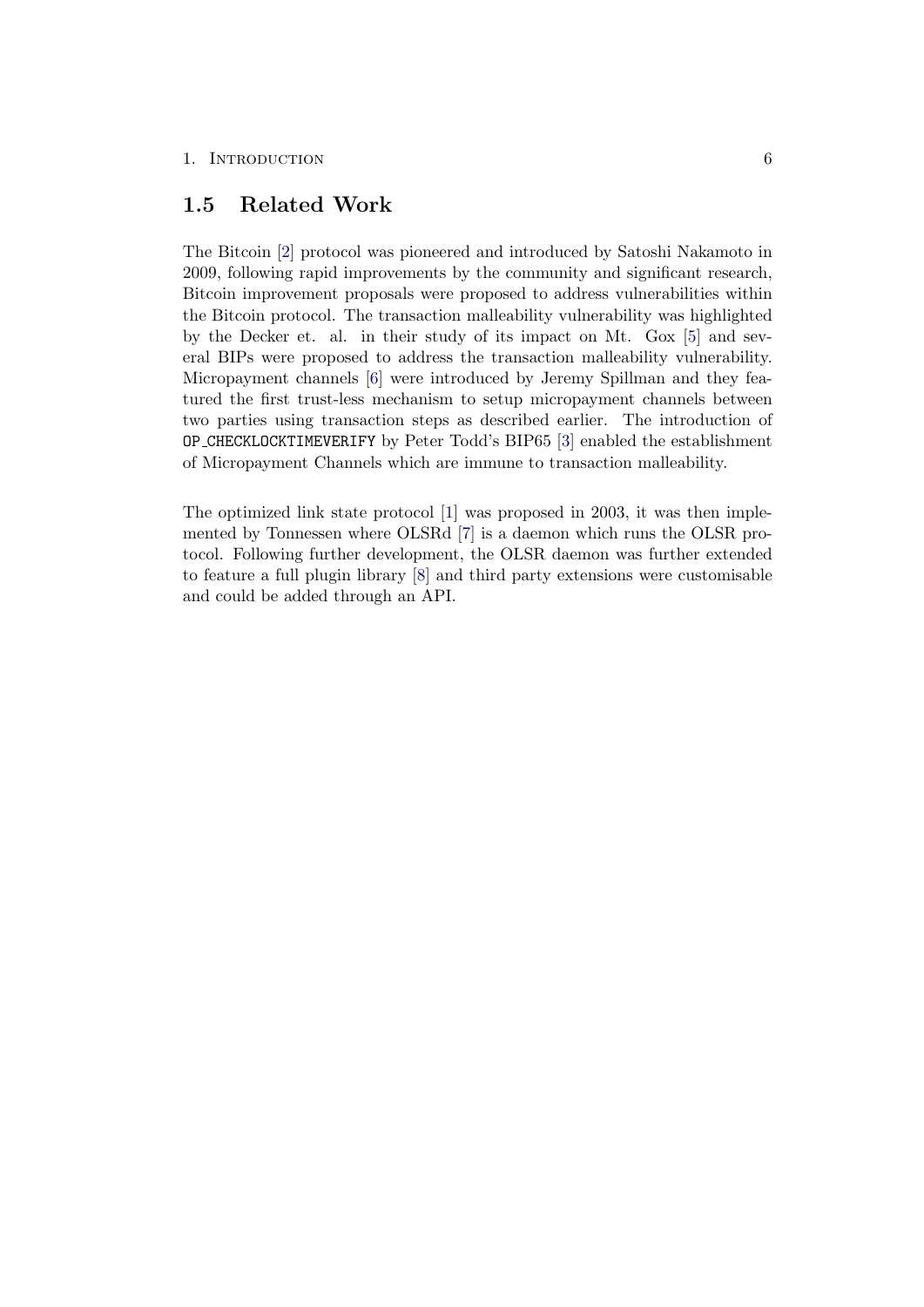## 1.5 Related Work

The Bitcoin [2] protocol was pioneered and introduced by Satoshi Nakamoto in 2009, following rapid improvements by the community and significant research, Bitcoin improvement proposals were proposed to address vulnerabilities within the Bitcoin protocol. The transaction malleability vulnerability was highlighted by the Decker et. al. in their study of its impact on Mt. Gox [5] and several BIPs were proposed to address the transaction malleability vulnerability. Micropayment channels [6] were introduced by Jeremy Spillman and they featured the first trust-less mechanism to setup micropayment channels between two parties using transaction steps as described earlier. The introduction of `OP_CHECKLOCKTIMEVERIFY` by Peter Todd's BIP65 [3] enabled the establishment of Micropayment Channels which are immune to transaction malleability.

The optimized link state protocol [1] was proposed in 2003, it was then implemented by Tonnessen where OLSRd [7] is a daemon which runs the OLSR protocol. Following further development, the OLSR daemon was further extended to feature a full plugin library [8] and third party extensions were customisable and could be added through an API.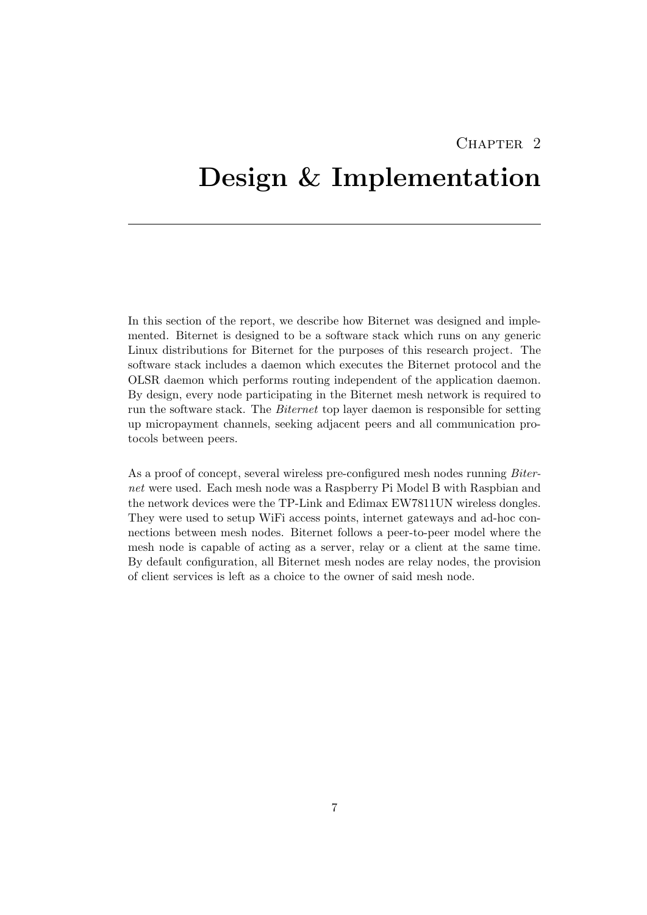# Chapter 2

# Design & Implementation

In this section of the report, we describe how Biternet was designed and implemented. Biternet is designed to be a software stack which runs on any generic Linux distributions for Biternet for the purposes of this research project. The software stack includes a daemon which executes the Biternet protocol and the OLSR daemon which performs routing independent of the application daemon. By design, every node participating in the Biternet mesh network is required to run the software stack. The *Biternet* top layer daemon is responsible for setting up micropayment channels, seeking adjacent peers and all communication protocols between peers.

As a proof of concept, several wireless pre-configured mesh nodes running *Biternet* were used. Each mesh node was a Raspberry Pi Model B with Raspbian and the network devices were the TP-Link and Edimax EW7811UN wireless dongles. They were used to setup WiFi access points, internet gateways and ad-hoc connections between mesh nodes. Biternet follows a peer-to-peer model where the mesh node is capable of acting as a server, relay or a client at the same time. By default configuration, all Biternet mesh nodes are relay nodes, the provision of client services is left as a choice to the owner of said mesh node.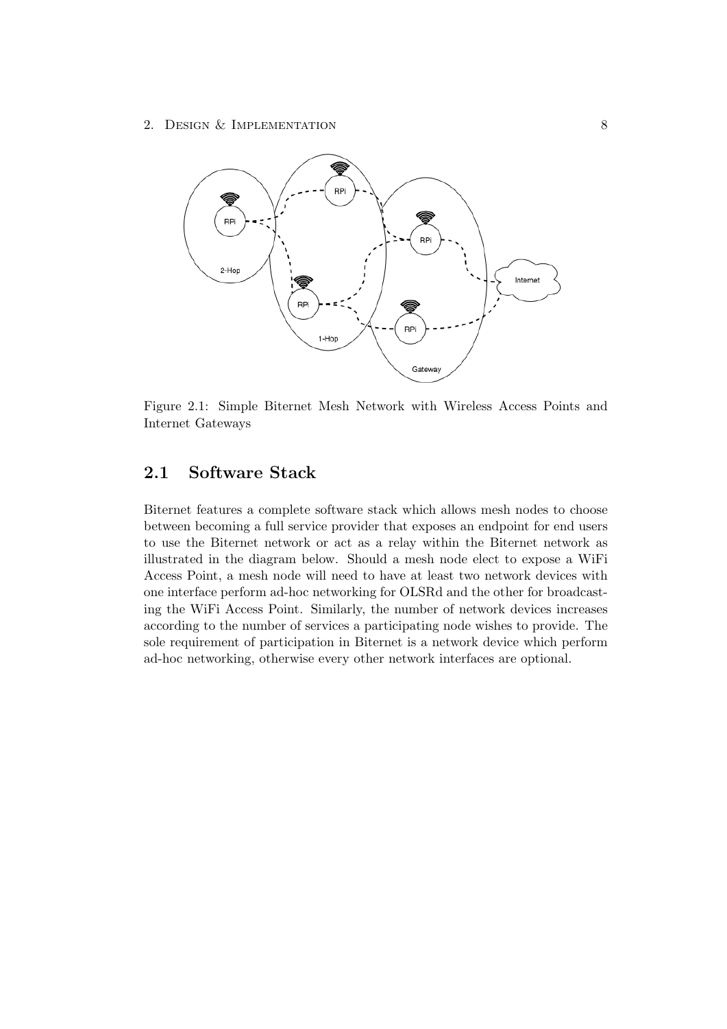Figure 2.1: Simple Biternet Mesh Network with Wireless Access Points and Internet Gateways

## 2.1 Software Stack

Biternet features a complete software stack which allows mesh nodes to choose between becoming a full service provider that exposes an endpoint for end users to use the Biternet network or act as a relay within the Biternet network as illustrated in the diagram below. Should a mesh node elect to expose a WiFi Access Point, a mesh node will need to have at least two network devices with one interface perform ad-hoc networking for OLSRd and the other for broadcasting the WiFi Access Point. Similarly, the number of network devices increases according to the number of services a participating node wishes to provide. The sole requirement of participation in Biternet is a network device which perform ad-hoc networking, otherwise every other network interfaces are optional.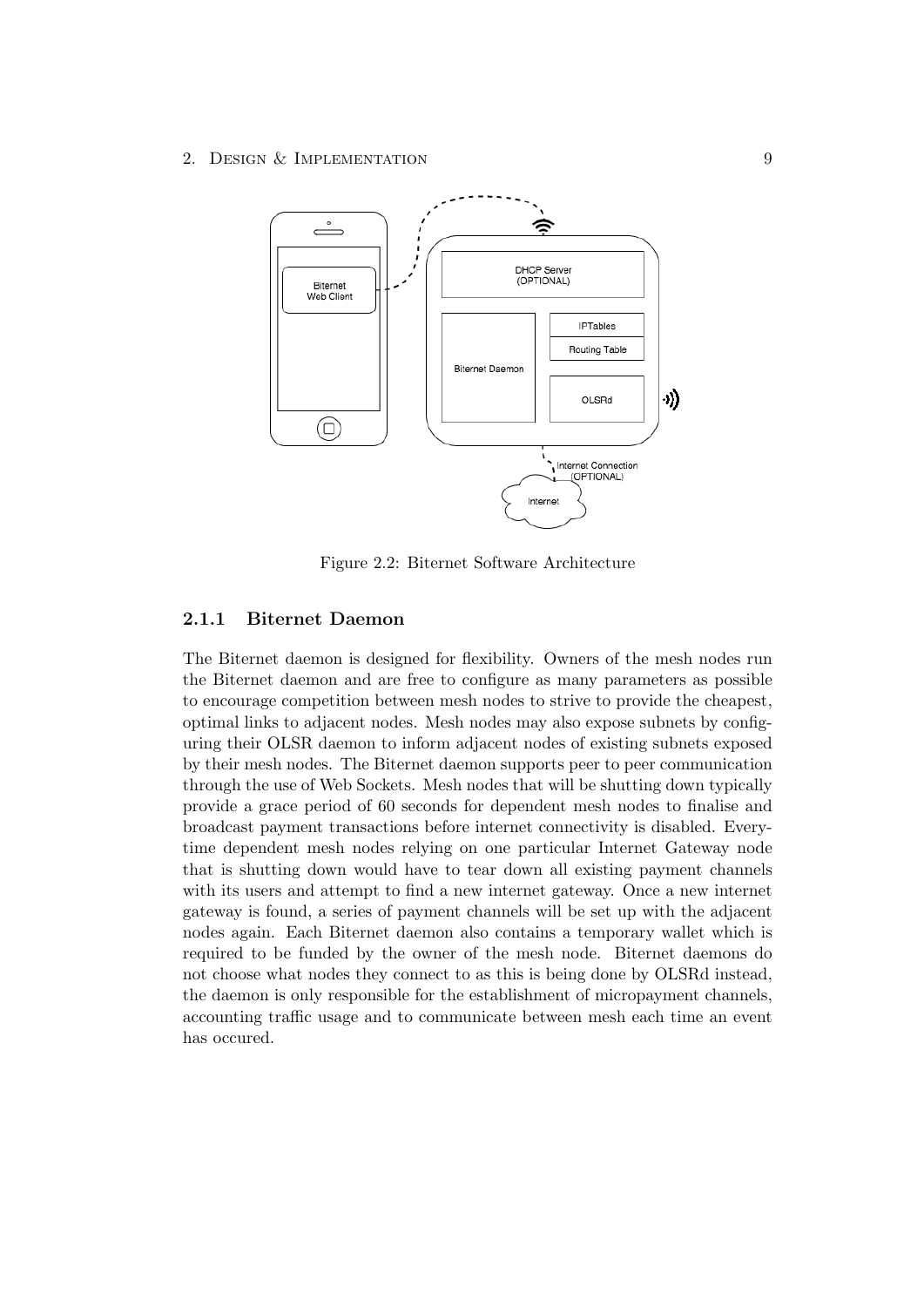Figure 2.2: Biternet Software Architecture

### 2.1.1 Biternet Daemon

The Biternet daemon is designed for flexibility. Owners of the mesh nodes run the Biternet daemon and are free to configure as many parameters as possible to encourage competition between mesh nodes to strive to provide the cheapest, optimal links to adjacent nodes. Mesh nodes may also expose subnets by configuring their OLSR daemon to inform adjacent nodes of existing subnets exposed by their mesh nodes. The Biternet daemon supports peer to peer communication through the use of Web Sockets. Mesh nodes that will be shutting down typically provide a grace period of 60 seconds for dependent mesh nodes to finalise and broadcast payment transactions before internet connectivity is disabled. Everytime dependent mesh nodes relying on one particular Internet Gateway node that is shutting down would have to tear down all existing payment channels with its users and attempt to find a new internet gateway. Once a new internet gateway is found, a series of payment channels will be set up with the adjacent nodes again. Each Biternet daemon also contains a temporary wallet which is required to be funded by the owner of the mesh node. Biternet daemons do not choose what nodes they connect to as this is being done by OLSRd instead, the daemon is only responsible for the establishment of micropayment channels, accounting traffic usage and to communicate between mesh each time an event has occured.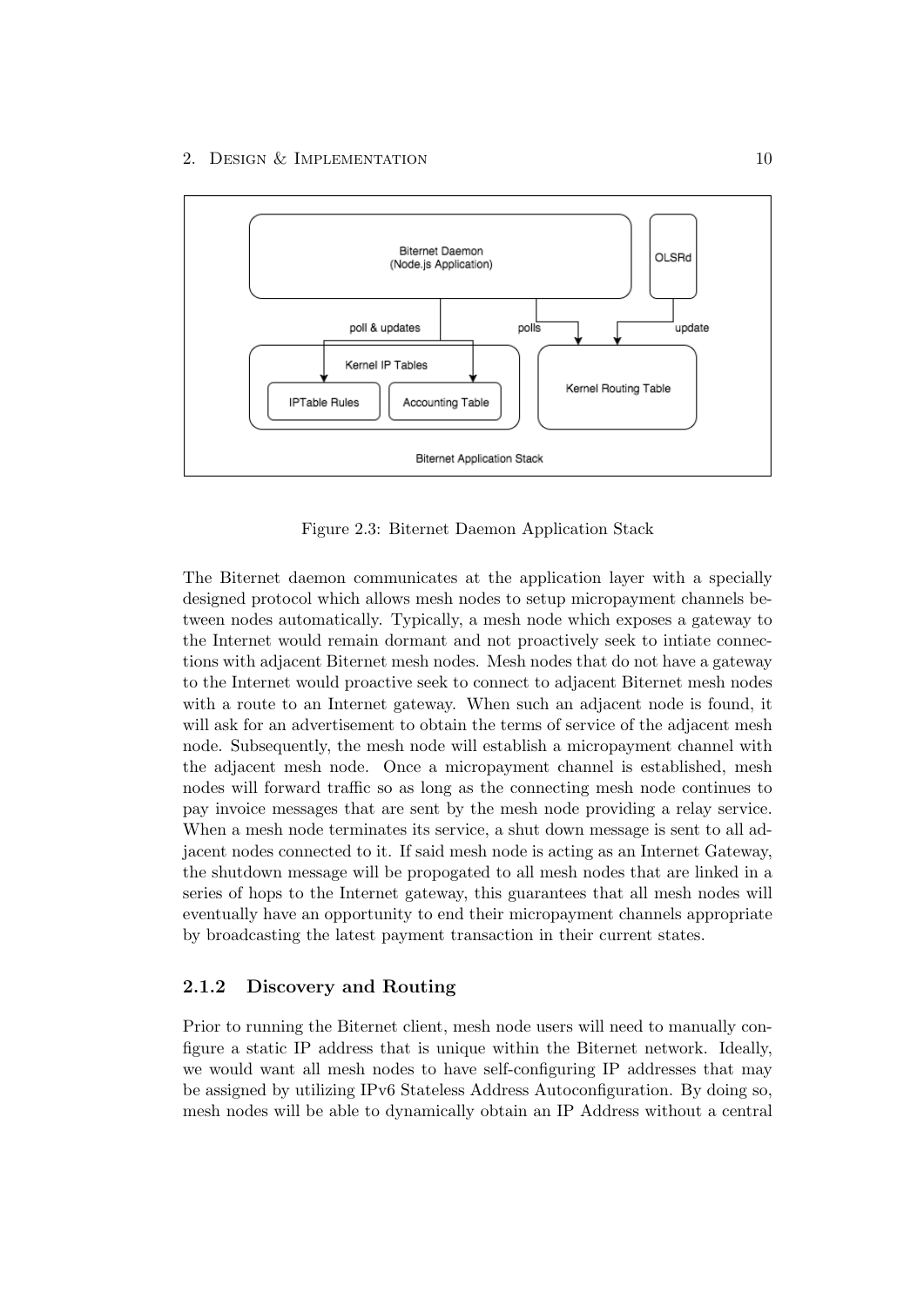Figure 2.3: Biternet Daemon Application Stack

The Biternet daemon communicates at the application layer with a specially designed protocol which allows mesh nodes to setup micropayment channels between nodes automatically. Typically, a mesh node which exposes a gateway to the Internet would remain dormant and not proactively seek to intiate connections with adjacent Biternet mesh nodes. Mesh nodes that do not have a gateway to the Internet would proactive seek to connect to adjacent Biternet mesh nodes with a route to an Internet gateway. When such an adjacent node is found, it will ask for an advertisement to obtain the terms of service of the adjacent mesh node. Subsequently, the mesh node will establish a micropayment channel with the adjacent mesh node. Once a micropayment channel is established, mesh nodes will forward traffic so as long as the connecting mesh node continues to pay invoice messages that are sent by the mesh node providing a relay service. When a mesh node terminates its service, a shut down message is sent to all adjacent nodes connected to it. If said mesh node is acting as an Internet Gateway, the shutdown message will be propogated to all mesh nodes that are linked in a series of hops to the Internet gateway, this guarantees that all mesh nodes will eventually have an opportunity to end their micropayment channels appropriate by broadcasting the latest payment transaction in their current states.

### 2.1.2 Discovery and Routing

Prior to running the Biternet client, mesh node users will need to manually configure a static IP address that is unique within the Biternet network. Ideally, we would want all mesh nodes to have self-configuring IP addresses that may be assigned by utilizing IPv6 Stateless Address Autoconfiguration. By doing so, mesh nodes will be able to dynamically obtain an IP Address without a central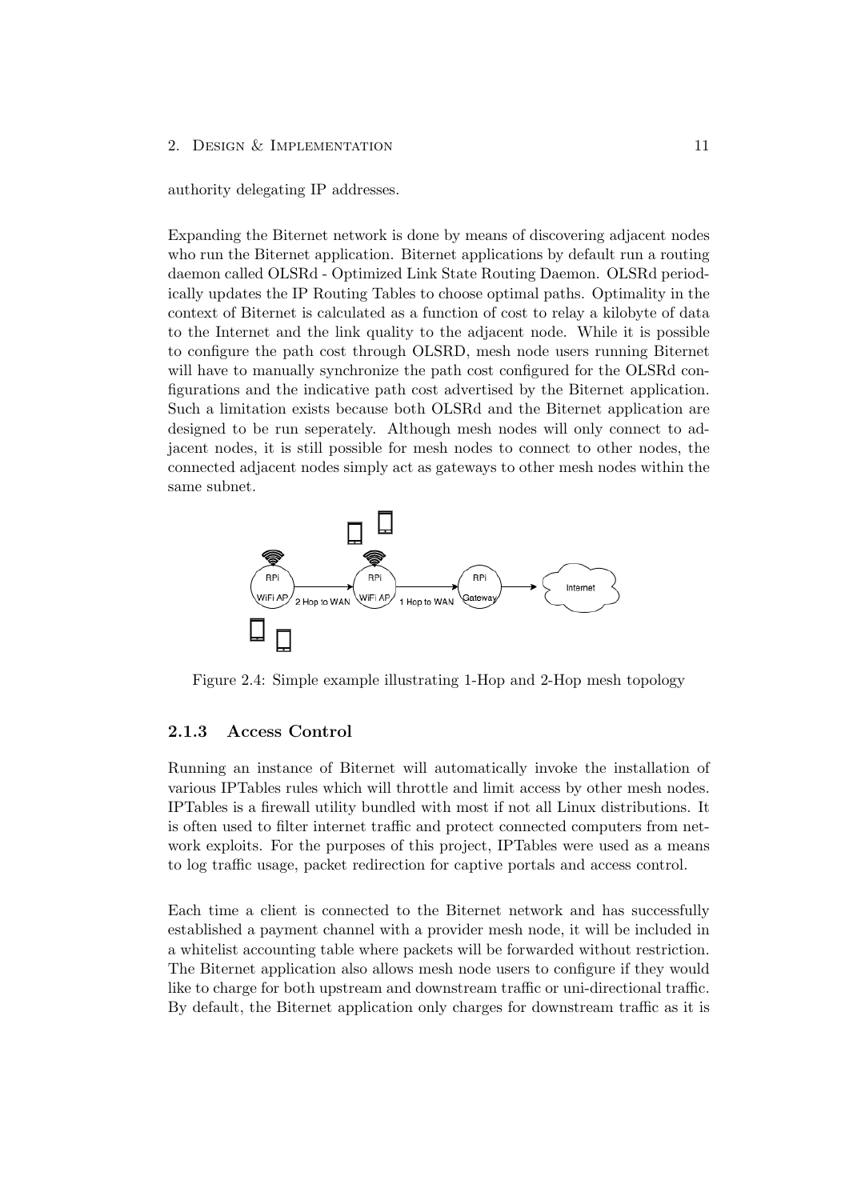authority delegating IP addresses.

Expanding the Biternet network is done by means of discovering adjacent nodes who run the Biternet application. Biternet applications by default run a routing daemon called OLSRd - Optimized Link State Routing Daemon. OLSRd periodically updates the IP Routing Tables to choose optimal paths. Optimality in the context of Biternet is calculated as a function of cost to relay a kilobyte of data to the Internet and the link quality to the adjacent node. While it is possible to configure the path cost through OLSRD, mesh node users running Biternet will have to manually synchronize the path cost configured for the OLSRd configurations and the indicative path cost advertised by the Biternet application. Such a limitation exists because both OLSRd and the Biternet application are designed to be run seperately. Although mesh nodes will only connect to adjacent nodes, it is still possible for mesh nodes to connect to other nodes, the connected adjacent nodes simply act as gateways to other mesh nodes within the same subnet.

Figure 2.4: Simple example illustrating 1-Hop and 2-Hop mesh topology

### 2.1.3 Access Control

Running an instance of Biternet will automatically invoke the installation of various IPTables rules which will throttle and limit access by other mesh nodes. IPTables is a firewall utility bundled with most if not all Linux distributions. It is often used to filter internet traffic and protect connected computers from network exploits. For the purposes of this project, IPTables were used as a means to log traffic usage, packet redirection for captive portals and access control.

Each time a client is connected to the Biternet network and has successfully established a payment channel with a provider mesh node, it will be included in a whitelist accounting table where packets will be forwarded without restriction. The Biternet application also allows mesh node users to configure if they would like to charge for both upstream and downstream traffic or uni-directional traffic. By default, the Biternet application only charges for downstream traffic as it is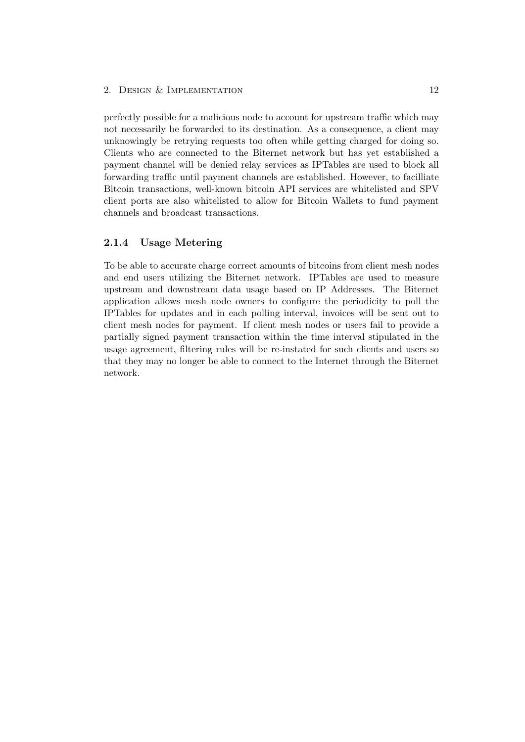perfectly possible for a malicious node to account for upstream traffic which may not necessarily be forwarded to its destination. As a consequence, a client may unknowingly be retrying requests too often while getting charged for doing so. Clients who are connected to the Biternet network but has yet established a payment channel will be denied relay services as IPTables are used to block all forwarding traffic until payment channels are established. However, to facilliate Bitcoin transactions, well-known bitcoin API services are whitelisted and SPV client ports are also whitelisted to allow for Bitcoin Wallets to fund payment channels and broadcast transactions.

### 2.1.4 Usage Metering

To be able to accurate charge correct amounts of bitcoins from client mesh nodes and end users utilizing the Biternet network. IPTables are used to measure upstream and downstream data usage based on IP Addresses. The Biternet application allows mesh node owners to configure the periodicity to poll the IPTables for updates and in each polling interval, invoices will be sent out to client mesh nodes for payment. If client mesh nodes or users fail to provide a partially signed payment transaction within the time interval stipulated in the usage agreement, filtering rules will be re-instated for such clients and users so that they may no longer be able to connect to the Internet through the Biternet network.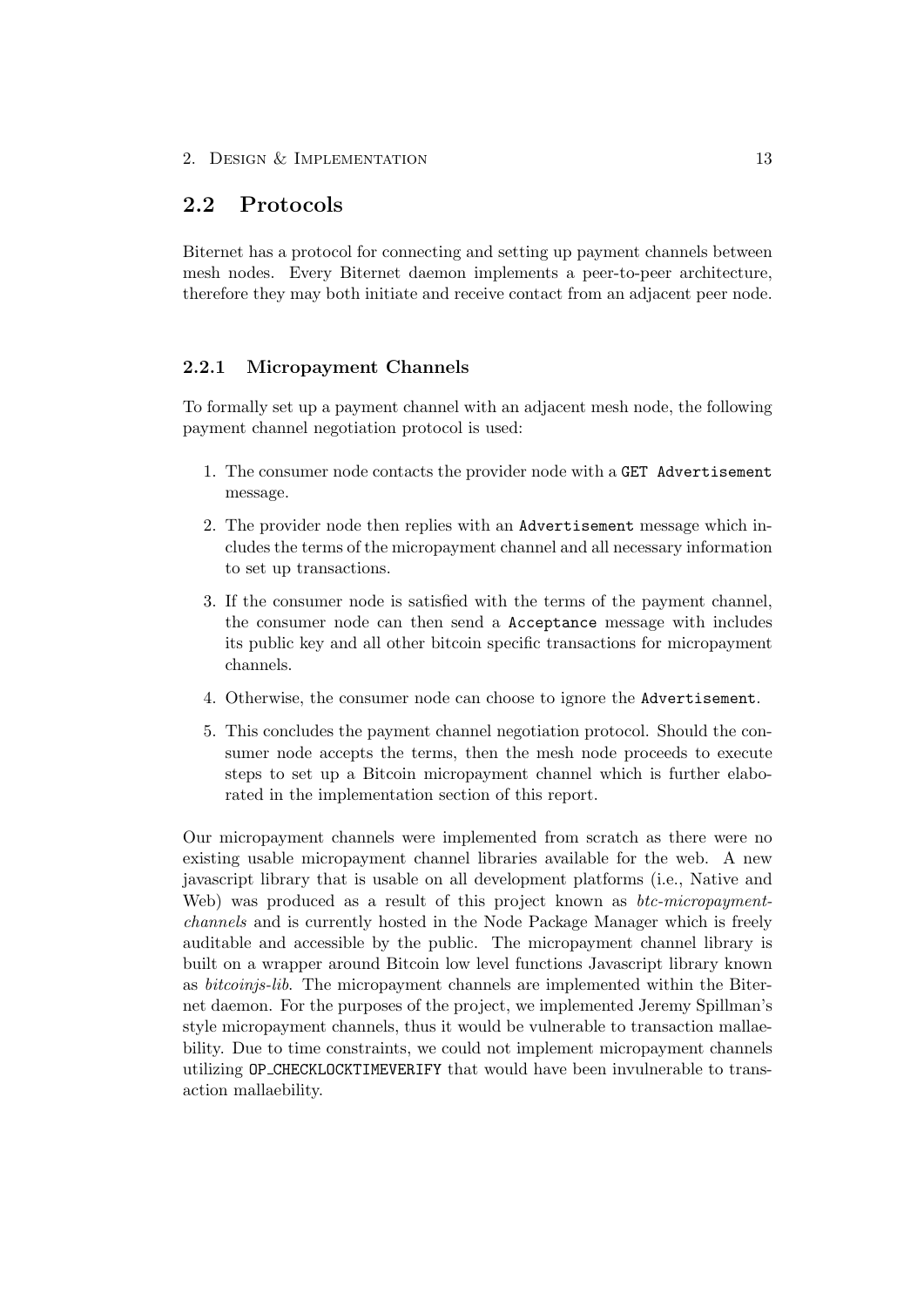## 2.2 Protocols

Biternet has a protocol for connecting and setting up payment channels between mesh nodes. Every Biternet daemon implements a peer-to-peer architecture, therefore they may both initiate and receive contact from an adjacent peer node.

### 2.2.1 Micropayment Channels

To formally set up a payment channel with an adjacent mesh node, the following payment channel negotiation protocol is used:

1. The consumer node contacts the provider node with a `GET Advertisement` message.
2. The provider node then replies with an `Advertisement` message which includes the terms of the micropayment channel and all necessary information to set up transactions.
3. If the consumer node is satisfied with the terms of the payment channel, the consumer node can then send a `Acceptance` message with includes its public key and all other bitcoin specific transactions for micropayment channels.
4. Otherwise, the consumer node can choose to ignore the `Advertisement`.
5. This concludes the payment channel negotiation protocol. Should the consumer node accepts the terms, then the mesh node proceeds to execute steps to set up a Bitcoin micropayment channel which is further elaborated in the implementation section of this report.

Our micropayment channels were implemented from scratch as there were no existing usable micropayment channel libraries available for the web. A new javascript library that is usable on all development platforms (i.e., Native and Web) was produced as a result of this project known as *btc-micropayment-channels* and is currently hosted in the Node Package Manager which is freely auditable and accessible by the public. The micropayment channel library is built on a wrapper around Bitcoin low level functions Javascript library known as *bitcoinjs-lib*. The micropayment channels are implemented within the Biternet daemon. For the purposes of the project, we implemented Jeremy Spillman's style micropayment channels, thus it would be vulnerable to transaction mallaebility. Due to time constraints, we could not implement micropayment channels utilizing `OP_CHECKLOCKTIMEVERIFY` that would have been invulnerable to transaction mallaebility.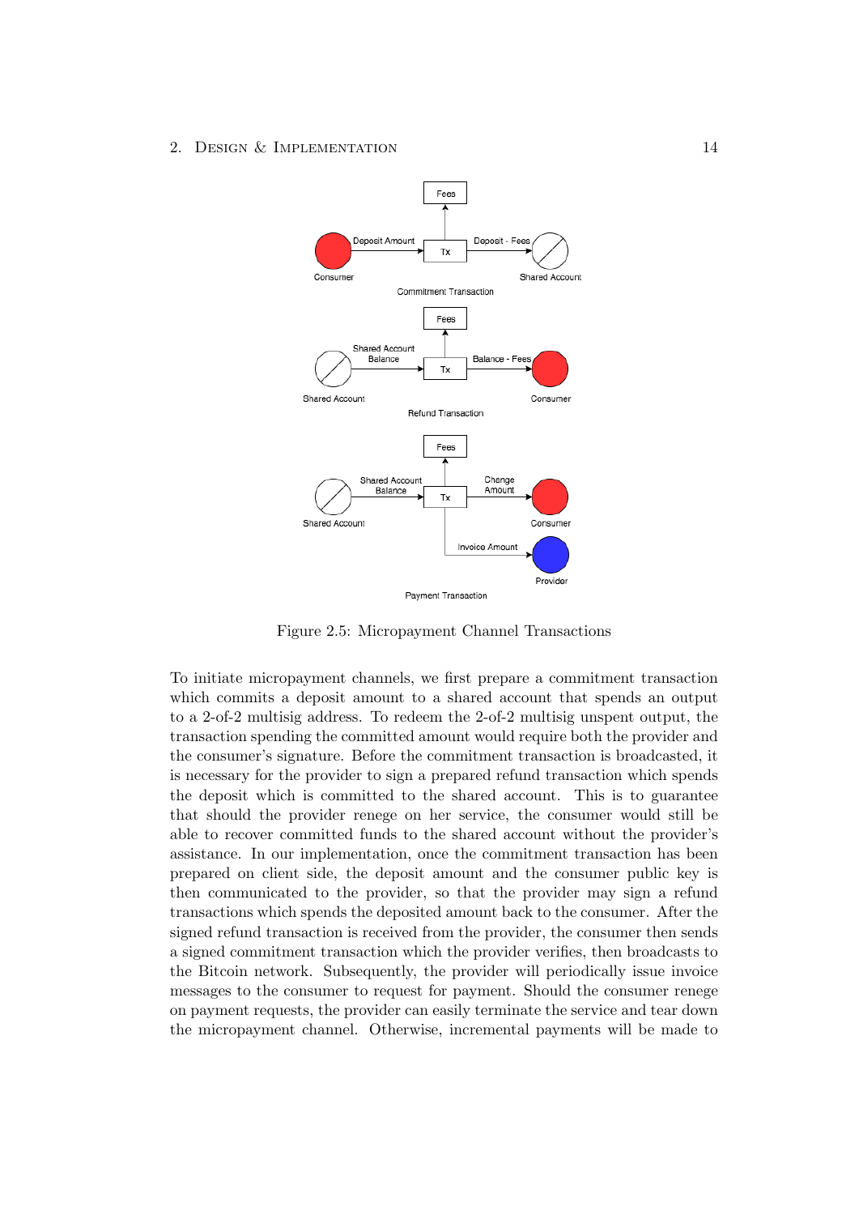Figure 2.5: Micropayment Channel Transactions

To initiate micropayment channels, we first prepare a commitment transaction which commits a deposit amount to a shared account that spends an output to a 2-of-2 multisig address. To redeem the 2-of-2 multisig unspent output, the transaction spending the committed amount would require both the provider and the consumer's signature. Before the commitment transaction is broadcasted, it is necessary for the provider to sign a prepared refund transaction which spends the deposit which is committed to the shared account. This is to guarantee that should the provider renege on her service, the consumer would still be able to recover committed funds to the shared account without the provider's assistance. In our implementation, once the commitment transaction has been prepared on client side, the deposit amount and the consumer public key is then communicated to the provider, so that the provider may sign a refund transactions which spends the deposited amount back to the consumer. After the signed refund transaction is received from the provider, the consumer then sends a signed commitment transaction which the provider verifies, then broadcasts to the Bitcoin network. Subsequently, the provider will periodically issue invoice messages to the consumer to request for payment. Should the consumer renege on payment requests, the provider can easily terminate the service and tear down the micropayment channel. Otherwise, incremental payments will be made to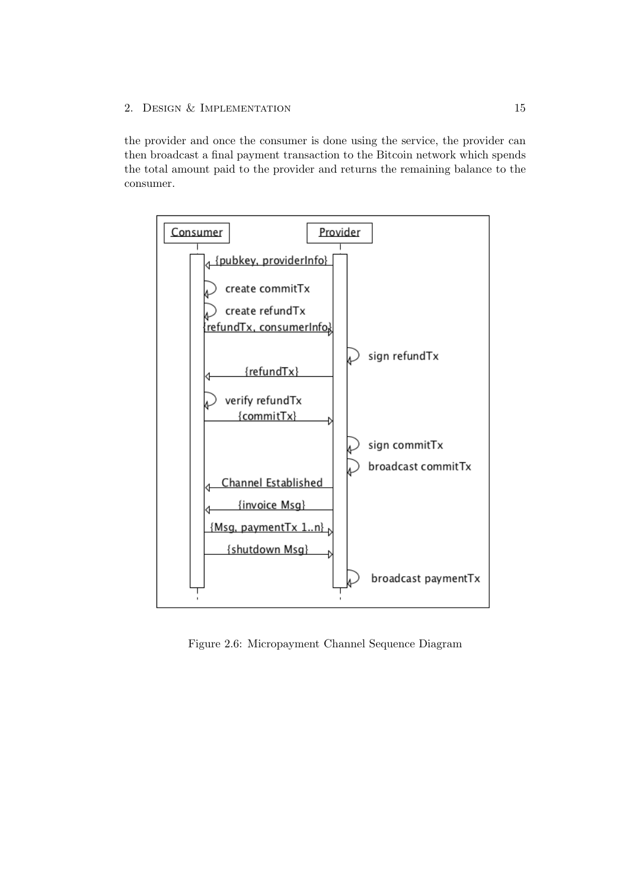the provider and once the consumer is done using the service, the provider can then broadcast a final payment transaction to the Bitcoin network which spends the total amount paid to the provider and returns the remaining balance to the consumer.

Figure 2.6: Micropayment Channel Sequence Diagram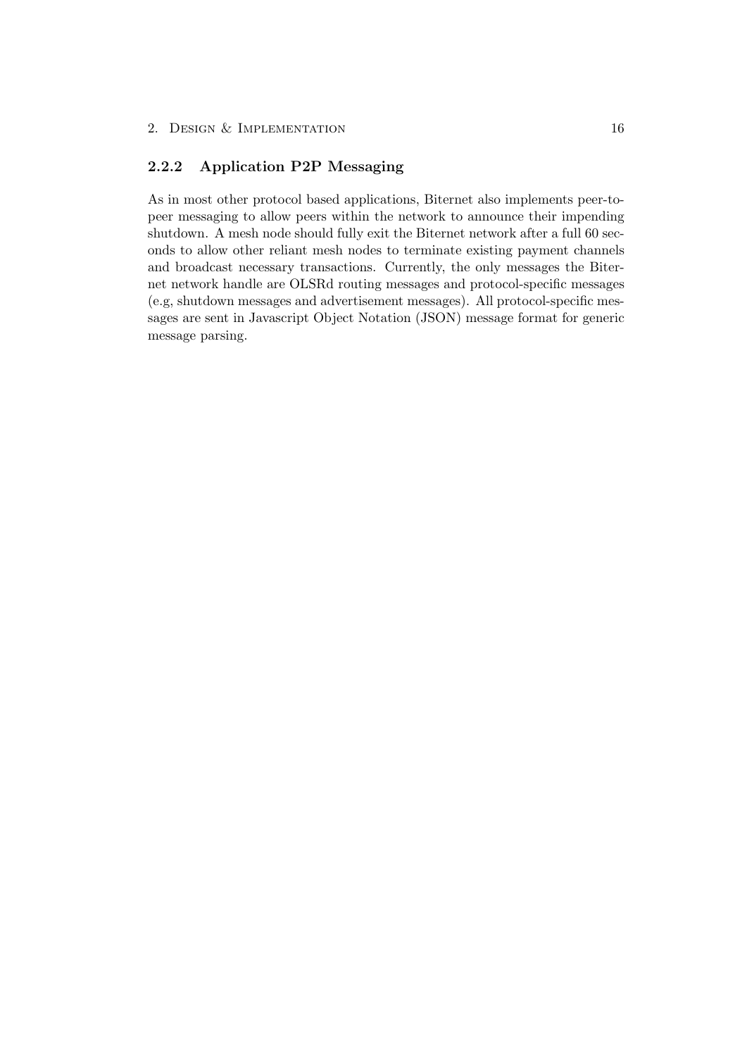### 2.2.2 Application P2P Messaging

As in most other protocol based applications, Biternet also implements peer-to-peer messaging to allow peers within the network to announce their impending shutdown. A mesh node should fully exit the Biternet network after a full 60 seconds to allow other reliant mesh nodes to terminate existing payment channels and broadcast necessary transactions. Currently, the only messages the Biternet network handle are OLSRd routing messages and protocol-specific messages (e.g, shutdown messages and advertisement messages). All protocol-specific messages are sent in Javascript Object Notation (JSON) message format for generic message parsing.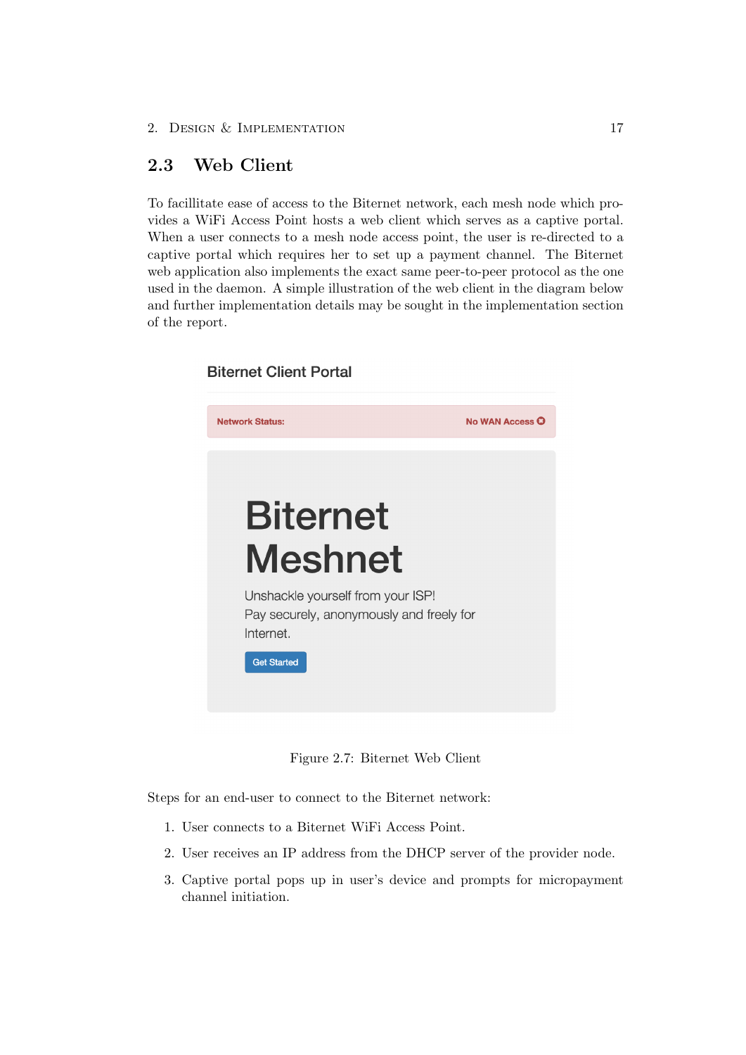## 2.3 Web Client

To facillitate ease of access to the Biternet network, each mesh node which provides a WiFi Access Point hosts a web client which serves as a captive portal. When a user connects to a mesh node access point, the user is re-directed to a captive portal which requires her to set up a payment channel. The Biternet web application also implements the exact same peer-to-peer protocol as the one used in the daemon. A simple illustration of the web client in the diagram below and further implementation details may be sought in the implementation section of the report.

Biternet Client Portal

Network Status: No WAN Access

Biternet Meshnet

Unshackle yourself from your ISP!
Pay securely, anonymously and freely for Internet.

Get Started

Figure 2.7: Biternet Web Client

Steps for an end-user to connect to the Biternet network:

1. User connects to a Biternet WiFi Access Point.
2. User receives an IP address from the DHCP server of the provider node.
3. Captive portal pops up in user's device and prompts for micropayment channel initiation.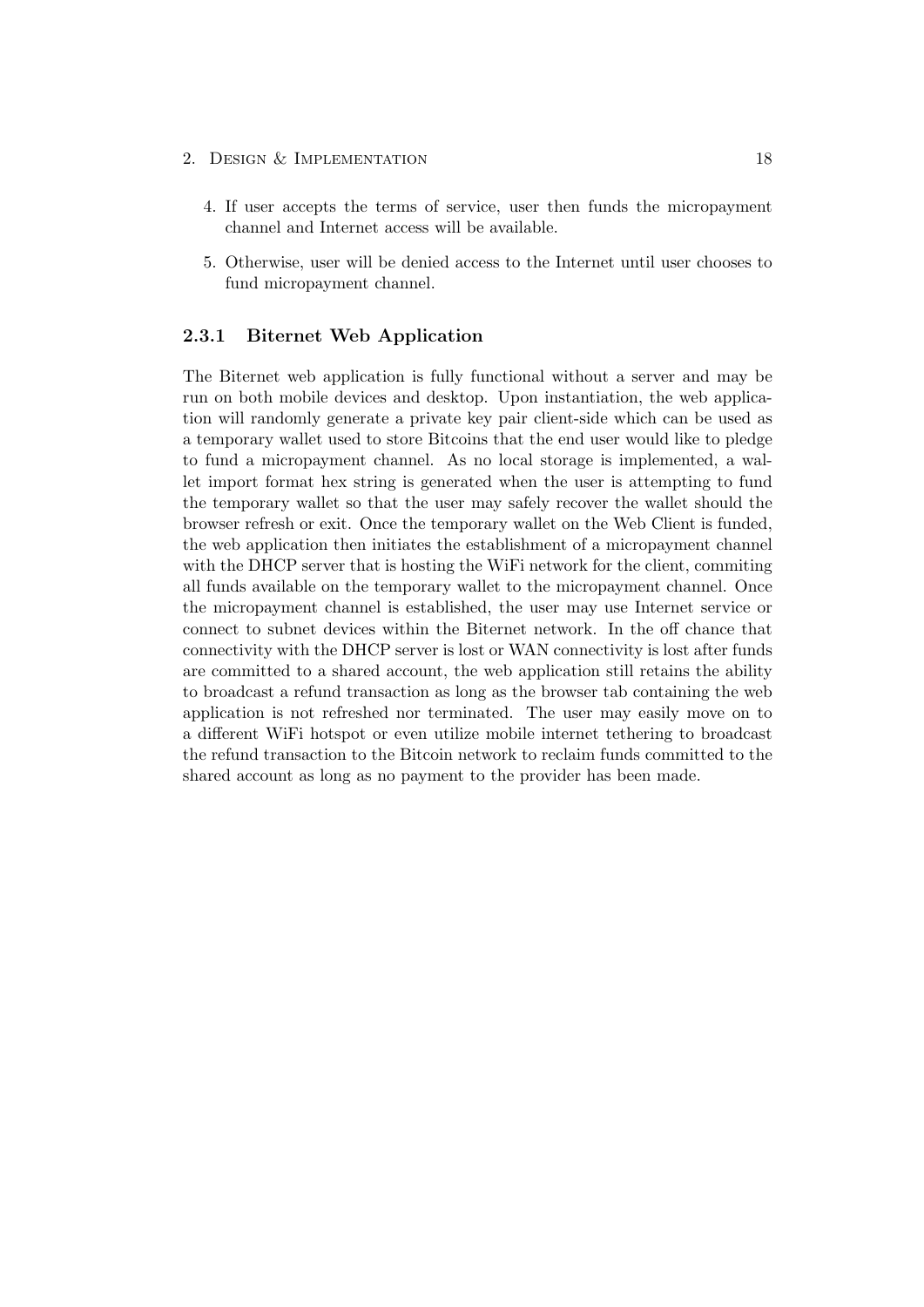4. If user accepts the terms of service, user then funds the micropayment channel and Internet access will be available.
5. Otherwise, user will be denied access to the Internet until user chooses to fund micropayment channel.

### 2.3.1 Biternet Web Application

The Biternet web application is fully functional without a server and may be run on both mobile devices and desktop. Upon instantiation, the web application will randomly generate a private key pair client-side which can be used as a temporary wallet used to store Bitcoins that the end user would like to pledge to fund a micropayment channel. As no local storage is implemented, a wallet import format hex string is generated when the user is attempting to fund the temporary wallet so that the user may safely recover the wallet should the browser refresh or exit. Once the temporary wallet on the Web Client is funded, the web application then initiates the establishment of a micropayment channel with the DHCP server that is hosting the WiFi network for the client, commiting all funds available on the temporary wallet to the micropayment channel. Once the micropayment channel is established, the user may use Internet service or connect to subnet devices within the Biternet network. In the off chance that connectivity with the DHCP server is lost or WAN connectivity is lost after funds are committed to a shared account, the web application still retains the ability to broadcast a refund transaction as long as the browser tab containing the web application is not refreshed nor terminated. The user may easily move on to a different WiFi hotspot or even utilize mobile internet tethering to broadcast the refund transaction to the Bitcoin network to reclaim funds committed to the shared account as long as no payment to the provider has been made.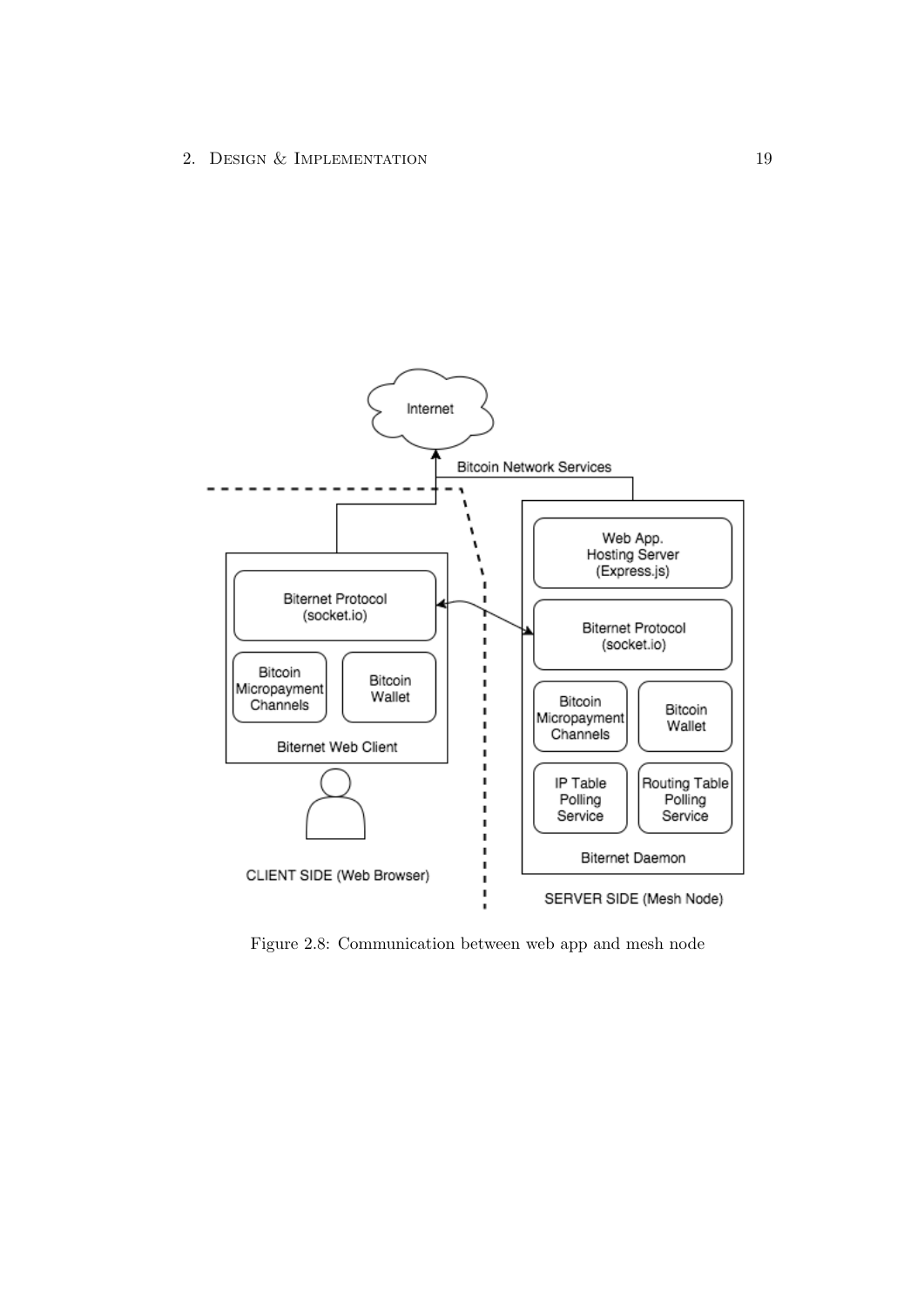Figure 2.8: Communication between web app and mesh node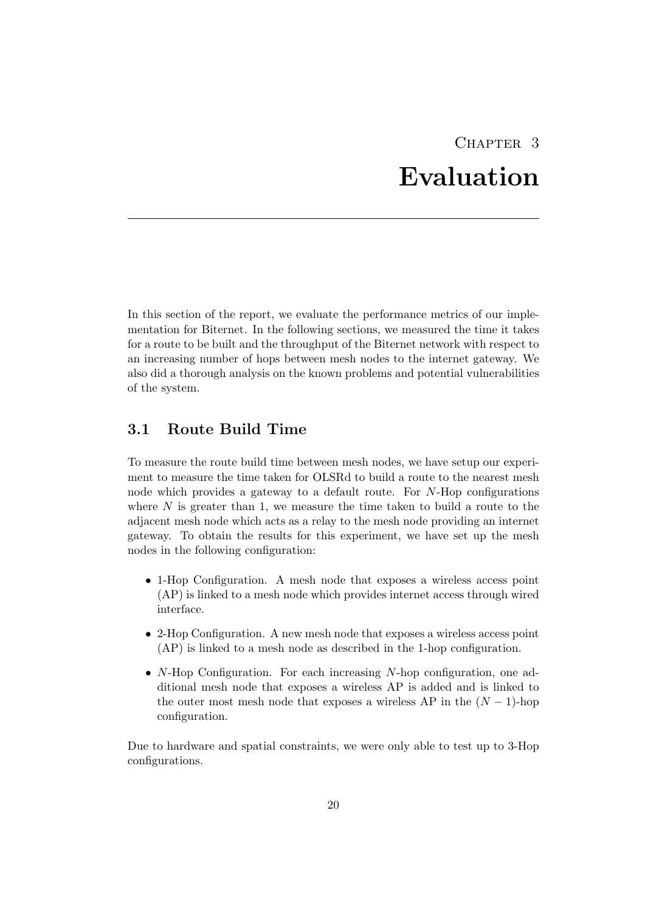# Chapter 3
# Evaluation

In this section of the report, we evaluate the performance metrics of our implementation for Biternet. In the following sections, we measured the time it takes for a route to be built and the throughput of the Biternet network with respect to an increasing number of hops between mesh nodes to the internet gateway. We also did a thorough analysis on the known problems and potential vulnerabilities of the system.

## 3.1 Route Build Time

To measure the route build time between mesh nodes, we have setup our experiment to measure the time taken for OLSRd to build a route to the nearest mesh node which provides a gateway to a default route. For $N$-Hop configurations where $N$ is greater than 1, we measure the time taken to build a route to the adjacent mesh node which acts as a relay to the mesh node providing an internet gateway. To obtain the results for this experiment, we have set up the mesh nodes in the following configuration:

- 1-Hop Configuration. A mesh node that exposes a wireless access point (AP) is linked to a mesh node which provides internet access through wired interface.
- 2-Hop Configuration. A new mesh node that exposes a wireless access point (AP) is linked to a mesh node as described in the 1-hop configuration.
- $N$-Hop Configuration. For each increasing $N$-hop configuration, one additional mesh node that exposes a wireless AP is added and is linked to the outer most mesh node that exposes a wireless AP in the $(N-1)$-hop configuration.

Due to hardware and spatial constraints, we were only able to test up to 3-Hop configurations.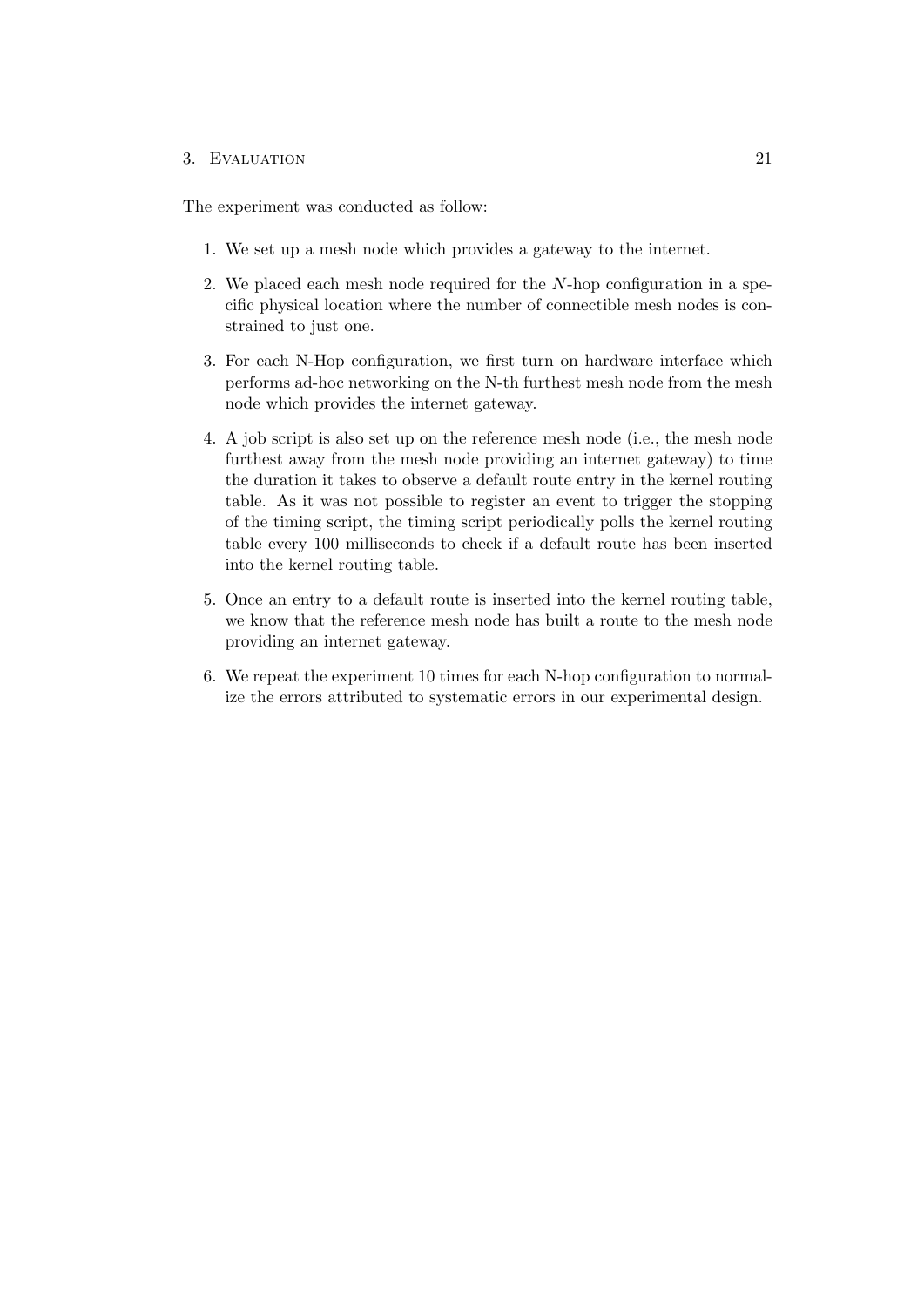The experiment was conducted as follow:

1. We set up a mesh node which provides a gateway to the internet.
2. We placed each mesh node required for the $N$-hop configuration in a specific physical location where the number of connectible mesh nodes is constrained to just one.
3. For each N-Hop configuration, we first turn on hardware interface which performs ad-hoc networking on the N-th furthest mesh node from the mesh node which provides the internet gateway.
4. A job script is also set up on the reference mesh node (i.e., the mesh node furthest away from the mesh node providing an internet gateway) to time the duration it takes to observe a default route entry in the kernel routing table. As it was not possible to register an event to trigger the stopping of the timing script, the timing script periodically polls the kernel routing table every 100 milliseconds to check if a default route has been inserted into the kernel routing table.
5. Once an entry to a default route is inserted into the kernel routing table, we know that the reference mesh node has built a route to the mesh node providing an internet gateway.
6. We repeat the experiment 10 times for each N-hop configuration to normalize the errors attributed to systematic errors in our experimental design.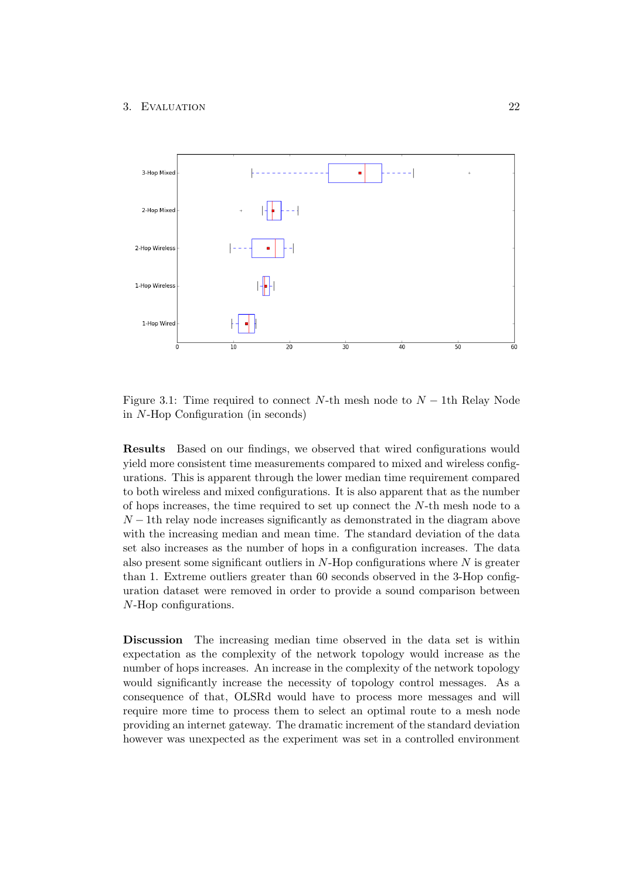Figure 3.1: Time required to connect $N$-th mesh node to $N-1$th Relay Node in $N$-Hop Configuration (in seconds)

**Results** Based on our findings, we observed that wired configurations would yield more consistent time measurements compared to mixed and wireless configurations. This is apparent through the lower median time requirement compared to both wireless and mixed configurations. It is also apparent that as the number of hops increases, the time required to set up connect the $N$-th mesh node to a $N-1$th relay node increases significantly as demonstrated in the diagram above with the increasing median and mean time. The standard deviation of the data set also increases as the number of hops in a configuration increases. The data also present some significant outliers in $N$-Hop configurations where $N$ is greater than 1. Extreme outliers greater than 60 seconds observed in the 3-Hop configuration dataset were removed in order to provide a sound comparison between $N$-Hop configurations.

**Discussion** The increasing median time observed in the data set is within expectation as the complexity of the network topology would increase as the number of hops increases. An increase in the complexity of the network topology would significantly increase the necessity of topology control messages. As a consequence of that, OLSRd would have to process more messages and will require more time to process them to select an optimal route to a mesh node providing an internet gateway. The dramatic increment of the standard deviation however was unexpected as the experiment was set in a controlled environment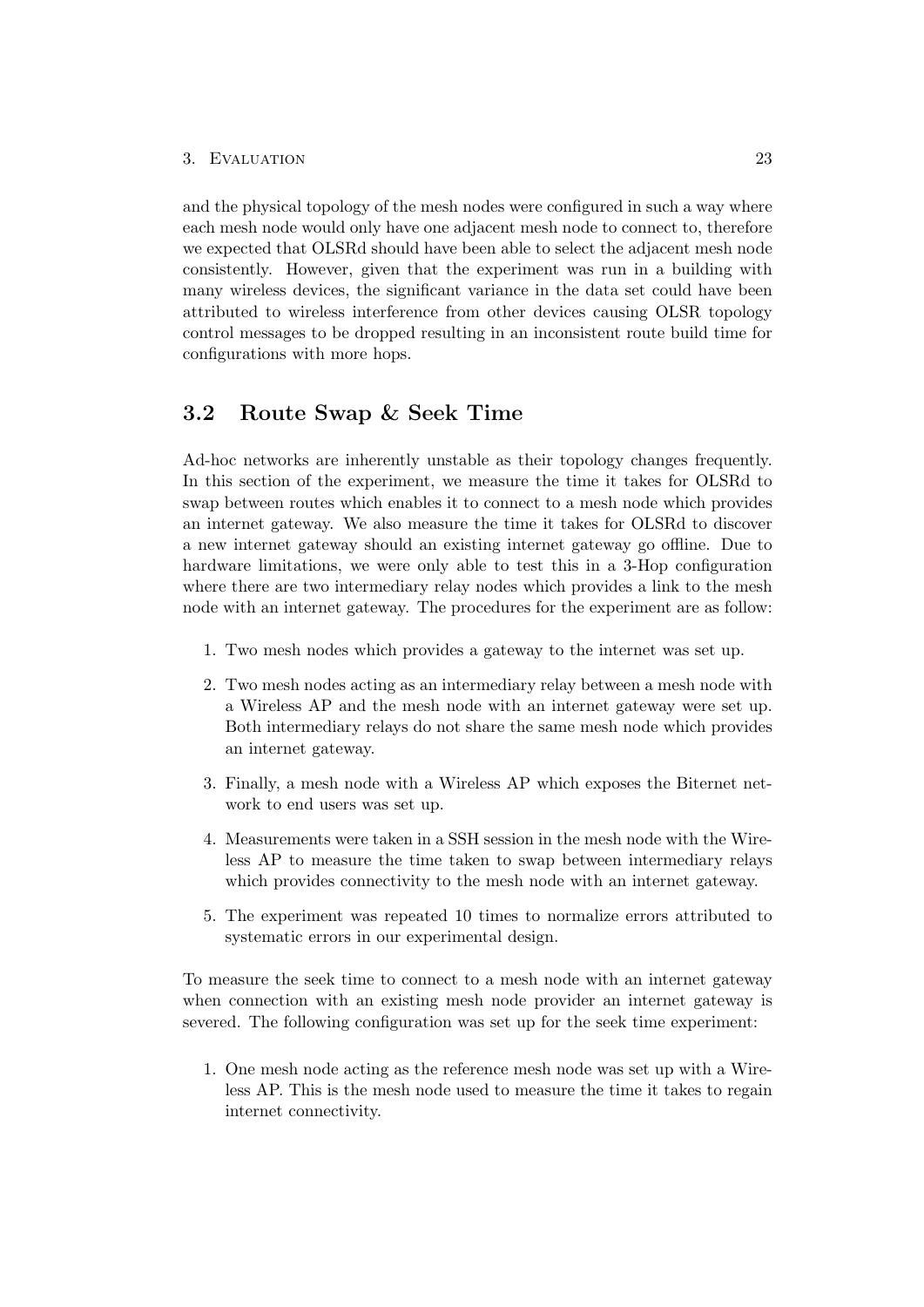and the physical topology of the mesh nodes were configured in such a way where each mesh node would only have one adjacent mesh node to connect to, therefore we expected that OLSRd should have been able to select the adjacent mesh node consistently. However, given that the experiment was run in a building with many wireless devices, the significant variance in the data set could have been attributed to wireless interference from other devices causing OLSR topology control messages to be dropped resulting in an inconsistent route build time for configurations with more hops.

## 3.2 Route Swap & Seek Time

Ad-hoc networks are inherently unstable as their topology changes frequently. In this section of the experiment, we measure the time it takes for OLSRd to swap between routes which enables it to connect to a mesh node which provides an internet gateway. We also measure the time it takes for OLSRd to discover a new internet gateway should an existing internet gateway go offline. Due to hardware limitations, we were only able to test this in a 3-Hop configuration where there are two intermediary relay nodes which provides a link to the mesh node with an internet gateway. The procedures for the experiment are as follow:

1. Two mesh nodes which provides a gateway to the internet was set up.
2. Two mesh nodes acting as an intermediary relay between a mesh node with a Wireless AP and the mesh node with an internet gateway were set up. Both intermediary relays do not share the same mesh node which provides an internet gateway.
3. Finally, a mesh node with a Wireless AP which exposes the Biternet network to end users was set up.
4. Measurements were taken in a SSH session in the mesh node with the Wireless AP to measure the time taken to swap between intermediary relays which provides connectivity to the mesh node with an internet gateway.
5. The experiment was repeated 10 times to normalize errors attributed to systematic errors in our experimental design.

To measure the seek time to connect to a mesh node with an internet gateway when connection with an existing mesh node provider an internet gateway is severed. The following configuration was set up for the seek time experiment:

1. One mesh node acting as the reference mesh node was set up with a Wireless AP. This is the mesh node used to measure the time it takes to regain internet connectivity.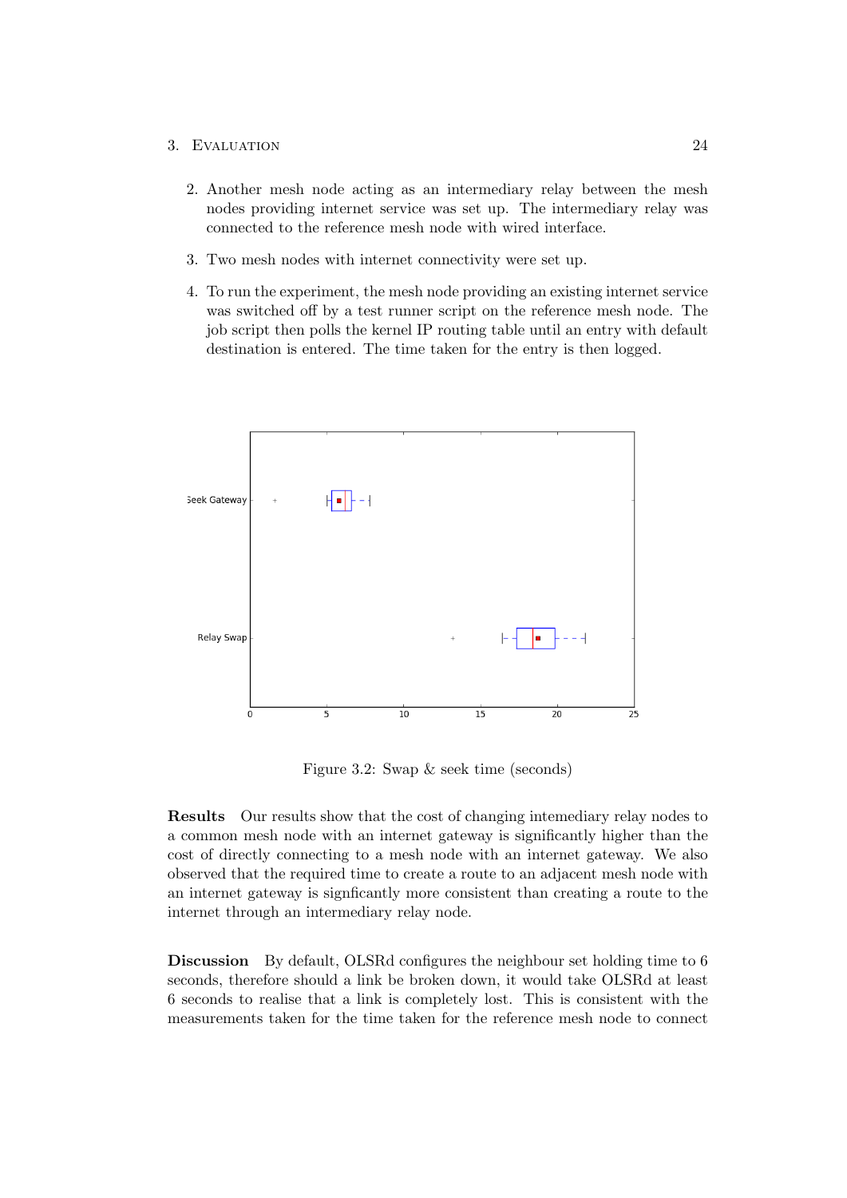2. Another mesh node acting as an intermediary relay between the mesh nodes providing internet service was set up. The intermediary relay was connected to the reference mesh node with wired interface.

3. Two mesh nodes with internet connectivity were set up.

4. To run the experiment, the mesh node providing an existing internet service was switched off by a test runner script on the reference mesh node. The job script then polls the kernel IP routing table until an entry with default destination is entered. The time taken for the entry is then logged.

Figure 3.2: Swap & seek time (seconds)

**Results** Our results show that the cost of changing intemediary relay nodes to a common mesh node with an internet gateway is significantly higher than the cost of directly connecting to a mesh node with an internet gateway. We also observed that the required time to create a route to an adjacent mesh node with an internet gateway is signficantly more consistent than creating a route to the internet through an intermediary relay node.

**Discussion** By default, OLSRd configures the neighbour set holding time to 6 seconds, therefore should a link be broken down, it would take OLSRd at least 6 seconds to realise that a link is completely lost. This is consistent with the measurements taken for the time taken for the reference mesh node to connect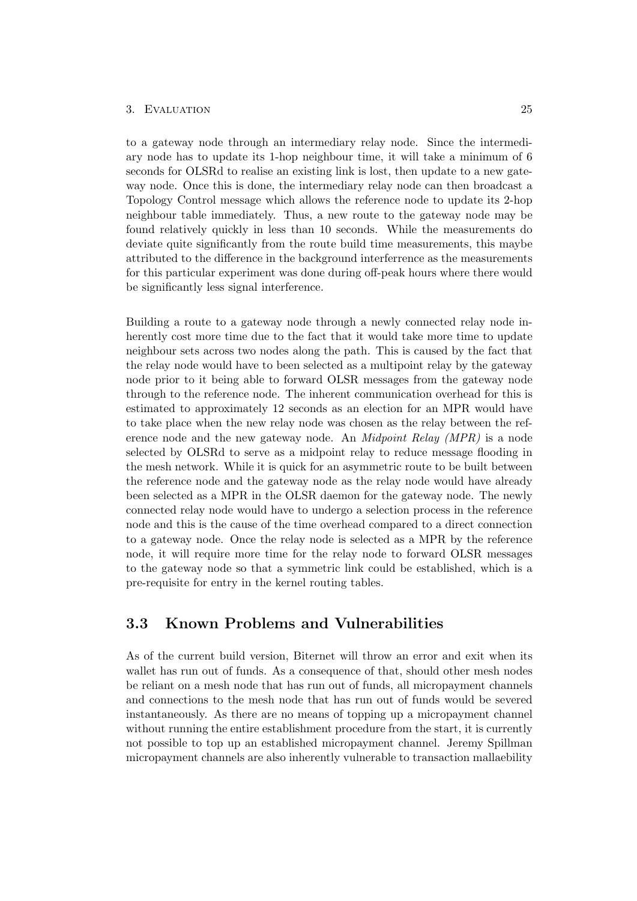to a gateway node through an intermediary relay node. Since the intermediary node has to update its 1-hop neighbour time, it will take a minimum of 6 seconds for OLSRd to realise an existing link is lost, then update to a new gateway node. Once this is done, the intermediary relay node can then broadcast a Topology Control message which allows the reference node to update its 2-hop neighbour table immediately. Thus, a new route to the gateway node may be found relatively quickly in less than 10 seconds. While the measurements do deviate quite significantly from the route build time measurements, this maybe attributed to the difference in the background interferrence as the measurements for this particular experiment was done during off-peak hours where there would be significantly less signal interference.

Building a route to a gateway node through a newly connected relay node inherently cost more time due to the fact that it would take more time to update neighbour sets across two nodes along the path. This is caused by the fact that the relay node would have to been selected as a multipoint relay by the gateway node prior to it being able to forward OLSR messages from the gateway node through to the reference node. The inherent communication overhead for this is estimated to approximately 12 seconds as an election for an MPR would have to take place when the new relay node was chosen as the relay between the reference node and the new gateway node. An *Midpoint Relay (MPR)* is a node selected by OLSRd to serve as a midpoint relay to reduce message flooding in the mesh network. While it is quick for an asymmetric route to be built between the reference node and the gateway node as the relay node would have already been selected as a MPR in the OLSR daemon for the gateway node. The newly connected relay node would have to undergo a selection process in the reference node and this is the cause of the time overhead compared to a direct connection to a gateway node. Once the relay node is selected as a MPR by the reference node, it will require more time for the relay node to forward OLSR messages to the gateway node so that a symmetric link could be established, which is a pre-requisite for entry in the kernel routing tables.

## 3.3 Known Problems and Vulnerabilities

As of the current build version, Biternet will throw an error and exit when its wallet has run out of funds. As a consequence of that, should other mesh nodes be reliant on a mesh node that has run out of funds, all micropayment channels and connections to the mesh node that has run out of funds would be severed instantaneously. As there are no means of topping up a micropayment channel without running the entire establishment procedure from the start, it is currently not possible to top up an established micropayment channel. Jeremy Spillman micropayment channels are also inherently vulnerable to transaction mallaebility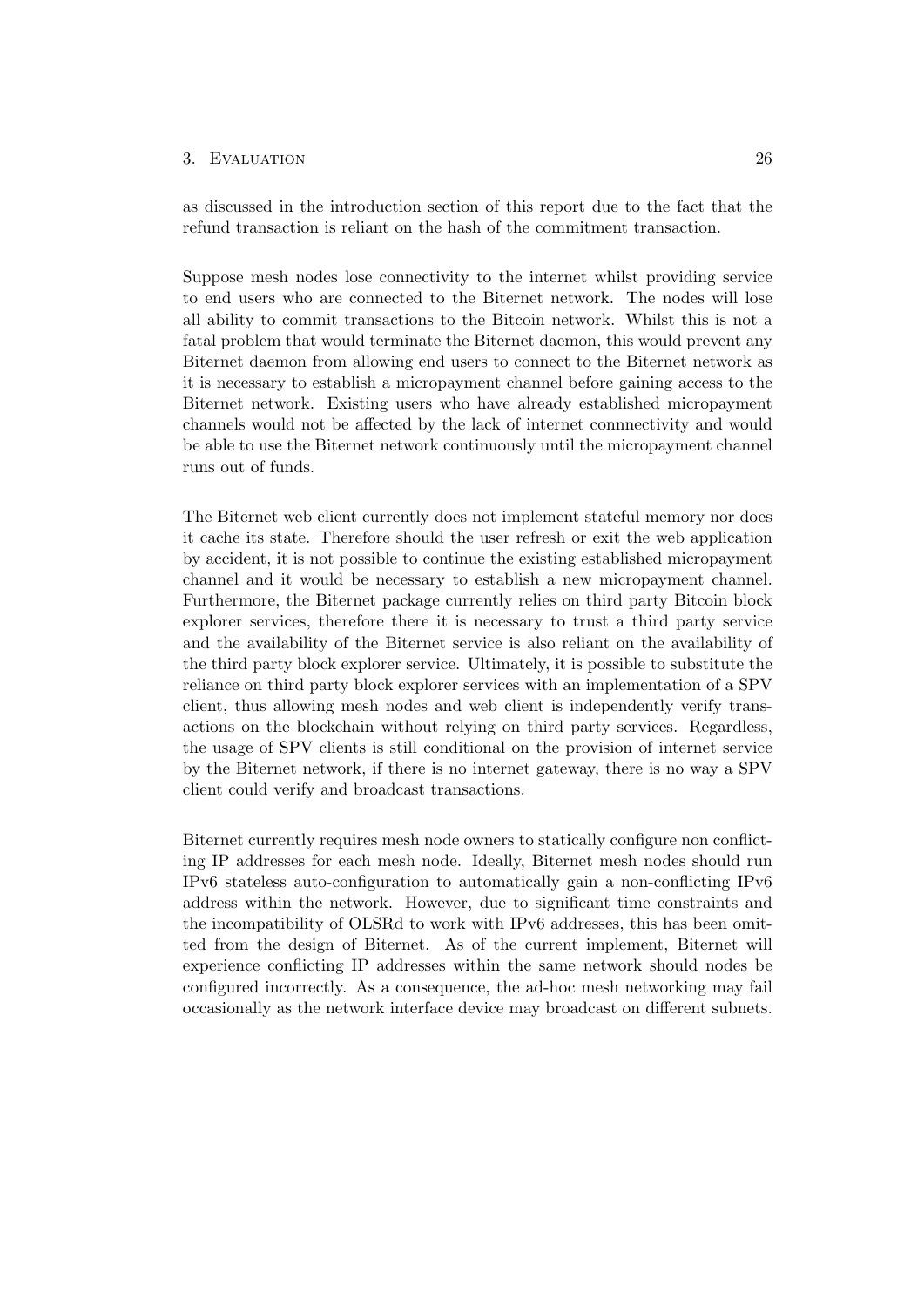as discussed in the introduction section of this report due to the fact that the refund transaction is reliant on the hash of the commitment transaction.

Suppose mesh nodes lose connectivity to the internet whilst providing service to end users who are connected to the Biternet network. The nodes will lose all ability to commit transactions to the Bitcoin network. Whilst this is not a fatal problem that would terminate the Biternet daemon, this would prevent any Biternet daemon from allowing end users to connect to the Biternet network as it is necessary to establish a micropayment channel before gaining access to the Biternet network. Existing users who have already established micropayment channels would not be affected by the lack of internet connnectivity and would be able to use the Biternet network continuously until the micropayment channel runs out of funds.

The Biternet web client currently does not implement stateful memory nor does it cache its state. Therefore should the user refresh or exit the web application by accident, it is not possible to continue the existing established micropayment channel and it would be necessary to establish a new micropayment channel. Furthermore, the Biternet package currently relies on third party Bitcoin block explorer services, therefore there it is necessary to trust a third party service and the availability of the Biternet service is also reliant on the availability of the third party block explorer service. Ultimately, it is possible to substitute the reliance on third party block explorer services with an implementation of a SPV client, thus allowing mesh nodes and web client is independently verify transactions on the blockchain without relying on third party services. Regardless, the usage of SPV clients is still conditional on the provision of internet service by the Biternet network, if there is no internet gateway, there is no way a SPV client could verify and broadcast transactions.

Biternet currently requires mesh node owners to statically configure non conflicting IP addresses for each mesh node. Ideally, Biternet mesh nodes should run IPv6 stateless auto-configuration to automatically gain a non-conflicting IPv6 address within the network. However, due to significant time constraints and the incompatibility of OLSRd to work with IPv6 addresses, this has been omitted from the design of Biternet. As of the current implement, Biternet will experience conflicting IP addresses within the same network should nodes be configured incorrectly. As a consequence, the ad-hoc mesh networking may fail occasionally as the network interface device may broadcast on different subnets.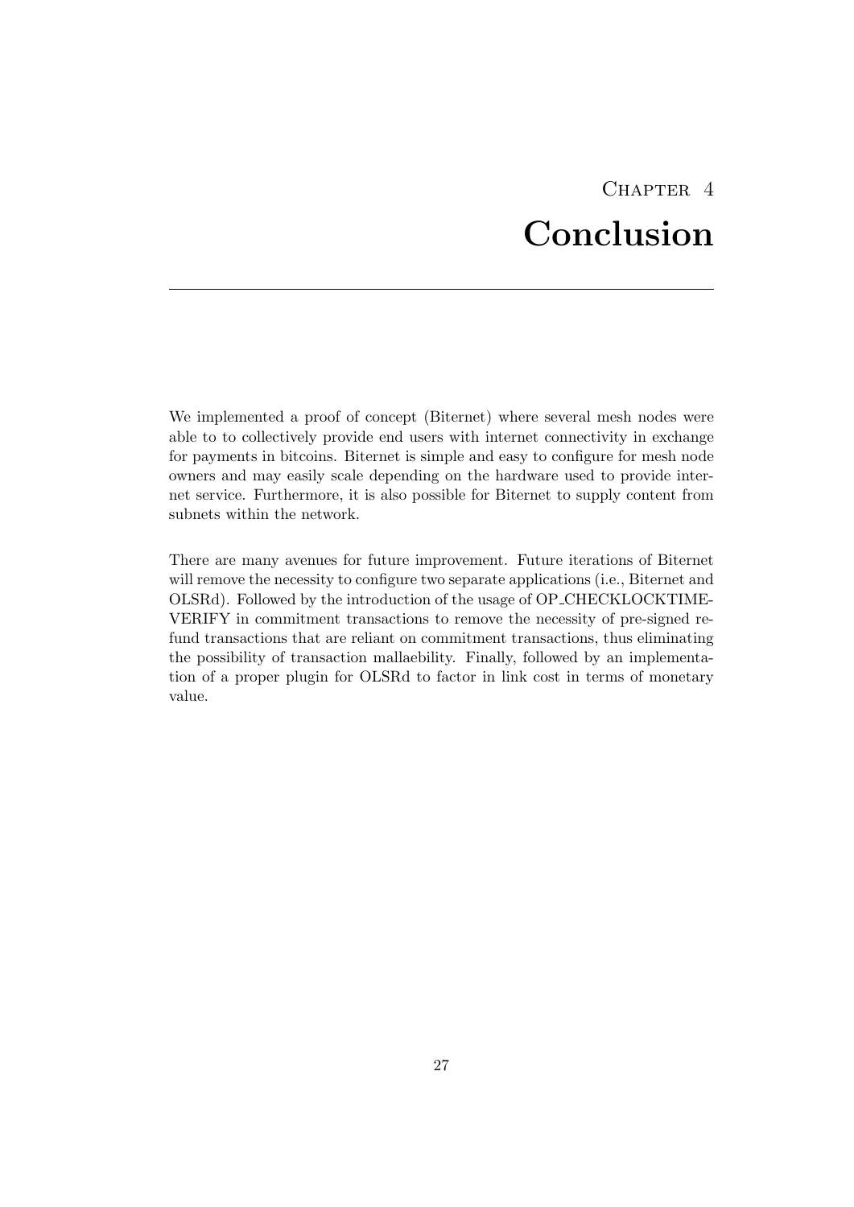# Chapter 4
# Conclusion

We implemented a proof of concept (Biternet) where several mesh nodes were able to to collectively provide end users with internet connectivity in exchange for payments in bitcoins. Biternet is simple and easy to configure for mesh node owners and may easily scale depending on the hardware used to provide internet service. Furthermore, it is also possible for Biternet to supply content from subnets within the network.

There are many avenues for future improvement. Future iterations of Biternet will remove the necessity to configure two separate applications (i.e., Biternet and OLSRd). Followed by the introduction of the usage of OP_CHECKLOCKTIMEVERIFY in commitment transactions to remove the necessity of pre-signed refund transactions that are reliant on commitment transactions, thus eliminating the possibility of transaction mallaebility. Finally, followed by an implementation of a proper plugin for OLSRd to factor in link cost in terms of monetary value.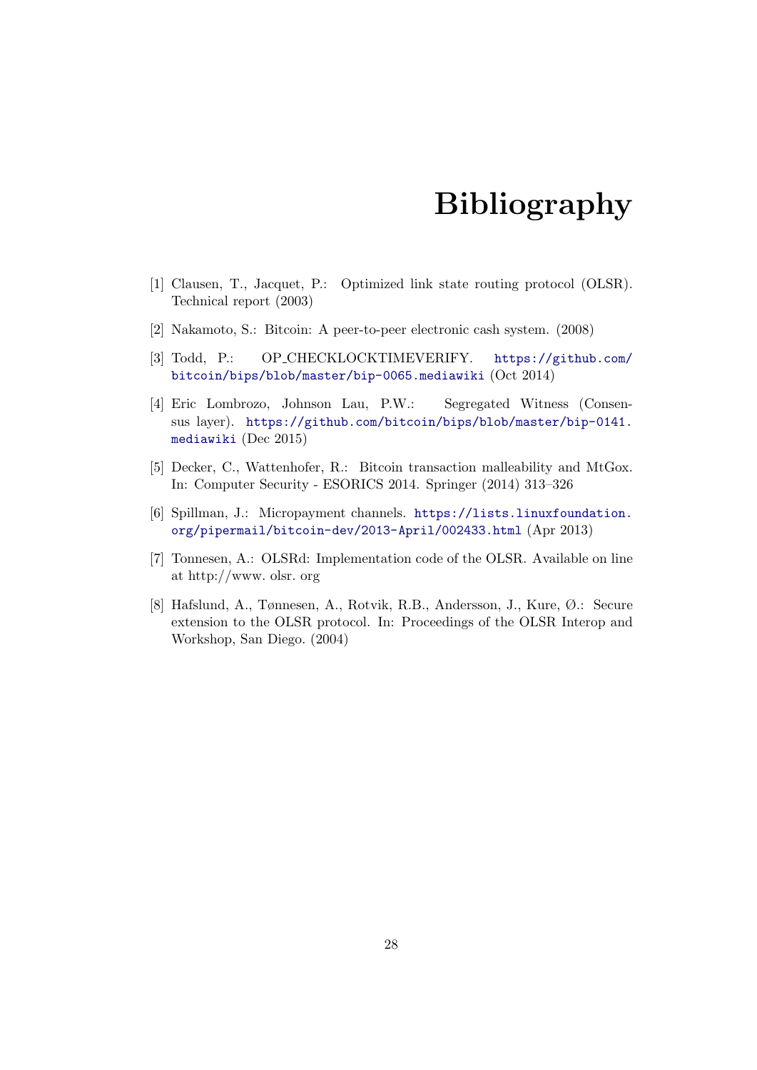# Bibliography

[1] Clausen, T., Jacquet, P.: Optimized link state routing protocol (OLSR). Technical report (2003)

[2] Nakamoto, S.: Bitcoin: A peer-to-peer electronic cash system. (2008)

[3] Todd, P.: OP_CHECKLOCKTIMEVERIFY. https://github.com/bitcoin/bips/blob/master/bip-0065.mediawiki (Oct 2014)

[4] Eric Lombrozo, Johnson Lau, P.W.: Segregated Witness (Consensus layer). https://github.com/bitcoin/bips/blob/master/bip-0141.mediawiki (Dec 2015)

[5] Decker, C., Wattenhofer, R.: Bitcoin transaction malleability and MtGox. In: Computer Security - ESORICS 2014. Springer (2014) 313–326

[6] Spillman, J.: Micropayment channels. https://lists.linuxfoundation.org/pipermail/bitcoin-dev/2013-April/002433.html (Apr 2013)

[7] Tonnesen, A.: OLSRd: Implementation code of the OLSR. Available on line at http://www. olsr. org

[8] Hafslund, A., Tønnesen, A., Rotvik, R.B., Andersson, J., Kure, Ø.: Secure extension to the OLSR protocol. In: Proceedings of the OLSR Interop and Workshop, San Diego. (2004)